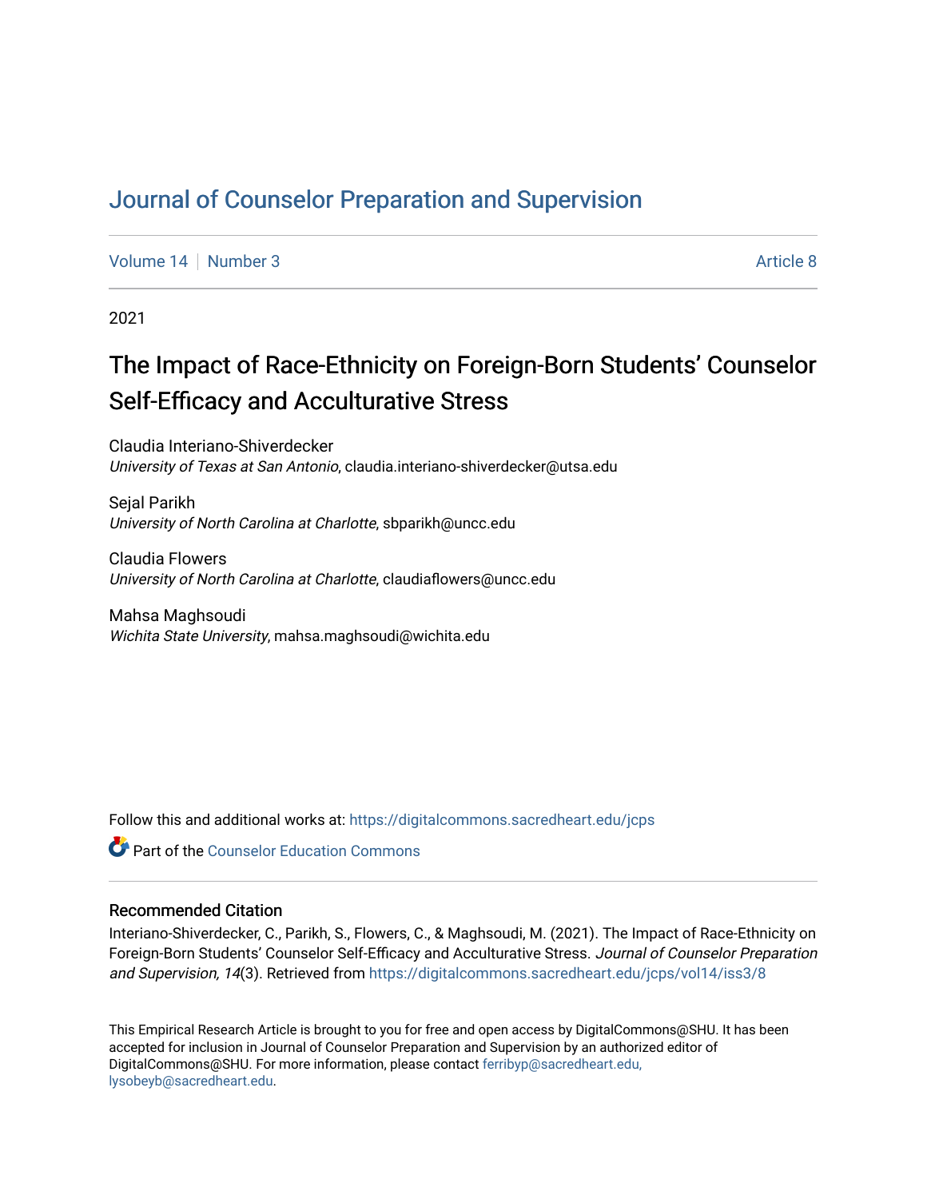# Journal of Counselor Preparation and Supervision

Volume 14 | Number 3 Article 8

2021

## The Impact of Race-Ethnicity on Foreign-Born Students' Counselor Self-Efficacy and Acculturative Stress

Claudia Interiano-Shiverdecker
*University of Texas at San Antonio*, claudia.interiano-shiverdecker@utsa.edu

Sejal Parikh
*University of North Carolina at Charlotte*, sbparikh@uncc.edu

Claudia Flowers
*University of North Carolina at Charlotte*, claudiaflowers@uncc.edu

Mahsa Maghsoudi
*Wichita State University*, mahsa.maghsoudi@wichita.edu

Follow this and additional works at: https://digitalcommons.sacredheart.edu/jcps

Part of the Counselor Education Commons

### Recommended Citation

Interiano-Shiverdecker, C., Parikh, S., Flowers, C., & Maghsoudi, M. (2021). The Impact of Race-Ethnicity on Foreign-Born Students' Counselor Self-Efficacy and Acculturative Stress. *Journal of Counselor Preparation and Supervision, 14*(3). Retrieved from https://digitalcommons.sacredheart.edu/jcps/vol14/iss3/8

This Empirical Research Article is brought to you for free and open access by DigitalCommons@SHU. It has been accepted for inclusion in Journal of Counselor Preparation and Supervision by an authorized editor of DigitalCommons@SHU. For more information, please contact ferribyp@sacredheart.edu, lysobeyb@sacredheart.edu.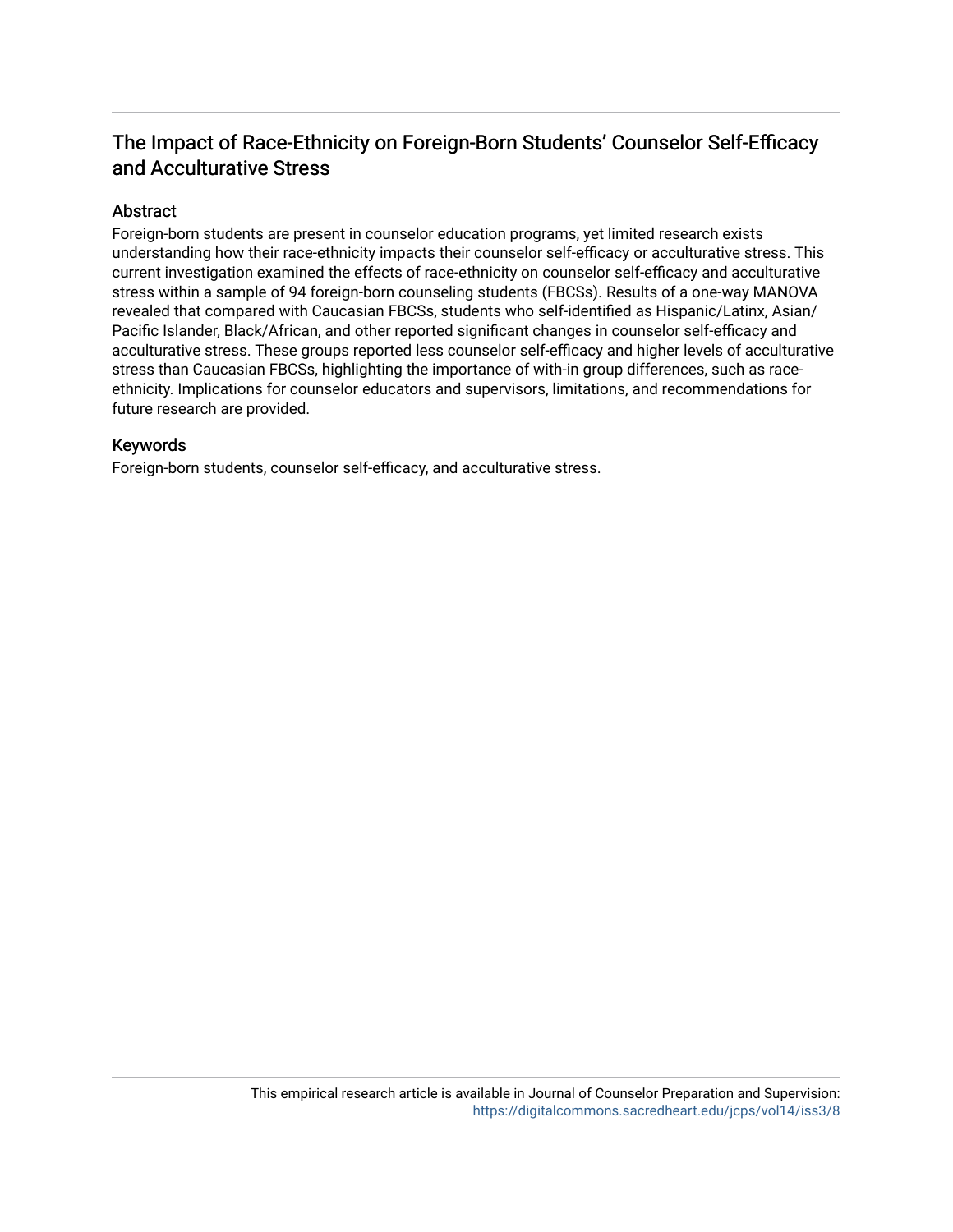# The Impact of Race-Ethnicity on Foreign-Born Students' Counselor Self-Efficacy and Acculturative Stress

## Abstract

Foreign-born students are present in counselor education programs, yet limited research exists understanding how their race-ethnicity impacts their counselor self-efficacy or acculturative stress. This current investigation examined the effects of race-ethnicity on counselor self-efficacy and acculturative stress within a sample of 94 foreign-born counseling students (FBCSs). Results of a one-way MANOVA revealed that compared with Caucasian FBCSs, students who self-identified as Hispanic/Latinx, Asian/Pacific Islander, Black/African, and other reported significant changes in counselor self-efficacy and acculturative stress. These groups reported less counselor self-efficacy and higher levels of acculturative stress than Caucasian FBCSs, highlighting the importance of with-in group differences, such as race-ethnicity. Implications for counselor educators and supervisors, limitations, and recommendations for future research are provided.

## Keywords

Foreign-born students, counselor self-efficacy, and acculturative stress.

This empirical research article is available in Journal of Counselor Preparation and Supervision: https://digitalcommons.sacredheart.edu/jcps/vol14/iss3/8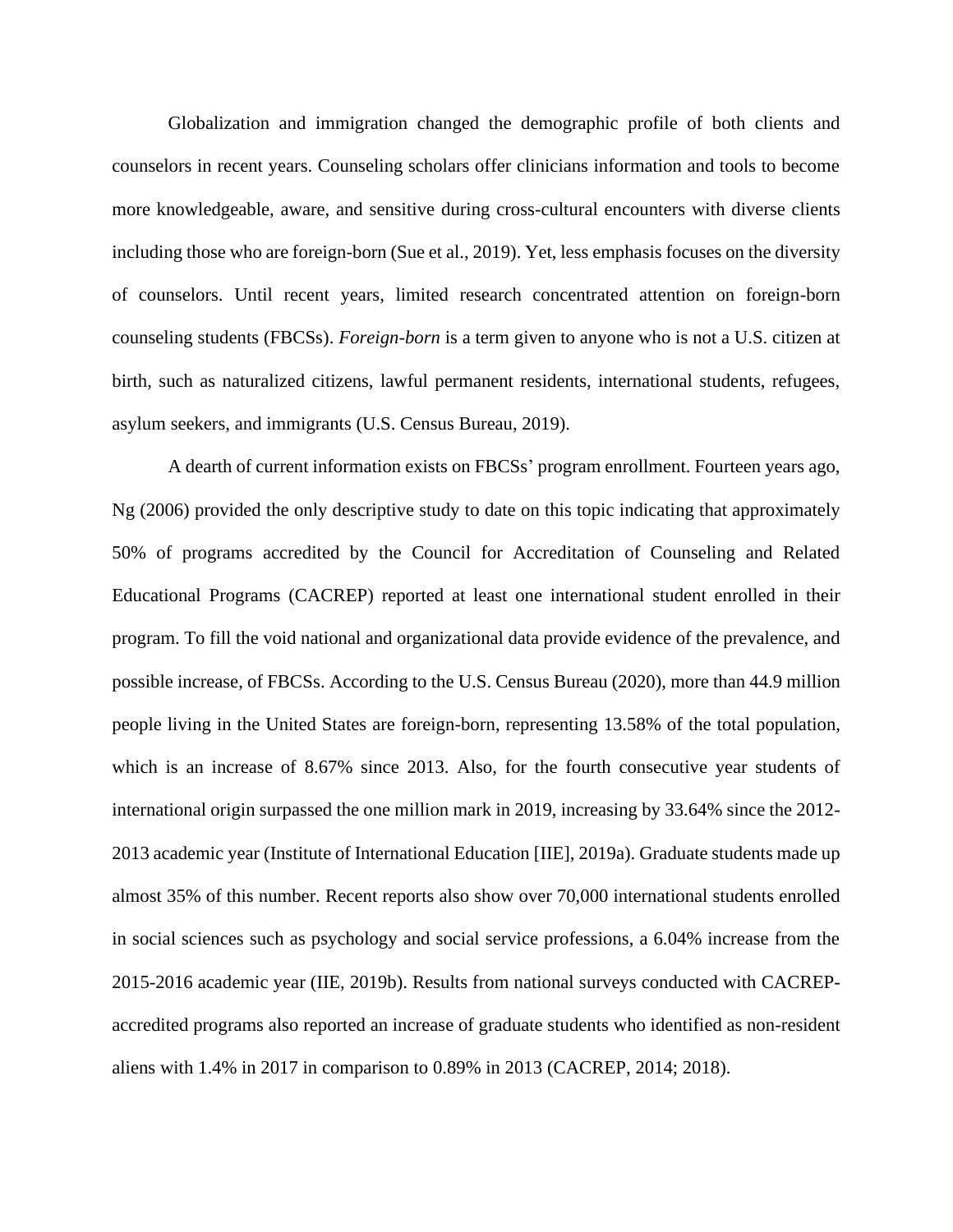Globalization and immigration changed the demographic profile of both clients and counselors in recent years. Counseling scholars offer clinicians information and tools to become more knowledgeable, aware, and sensitive during cross-cultural encounters with diverse clients including those who are foreign-born (Sue et al., 2019). Yet, less emphasis focuses on the diversity of counselors. Until recent years, limited research concentrated attention on foreign-born counseling students (FBCSs). *Foreign-born* is a term given to anyone who is not a U.S. citizen at birth, such as naturalized citizens, lawful permanent residents, international students, refugees, asylum seekers, and immigrants (U.S. Census Bureau, 2019).

A dearth of current information exists on FBCSs' program enrollment. Fourteen years ago, Ng (2006) provided the only descriptive study to date on this topic indicating that approximately 50% of programs accredited by the Council for Accreditation of Counseling and Related Educational Programs (CACREP) reported at least one international student enrolled in their program. To fill the void national and organizational data provide evidence of the prevalence, and possible increase, of FBCSs. According to the U.S. Census Bureau (2020), more than 44.9 million people living in the United States are foreign-born, representing 13.58% of the total population, which is an increase of 8.67% since 2013. Also, for the fourth consecutive year students of international origin surpassed the one million mark in 2019, increasing by 33.64% since the 2012-2013 academic year (Institute of International Education [IIE], 2019a). Graduate students made up almost 35% of this number. Recent reports also show over 70,000 international students enrolled in social sciences such as psychology and social service professions, a 6.04% increase from the 2015-2016 academic year (IIE, 2019b). Results from national surveys conducted with CACREP-accredited programs also reported an increase of graduate students who identified as non-resident aliens with 1.4% in 2017 in comparison to 0.89% in 2013 (CACREP, 2014; 2018).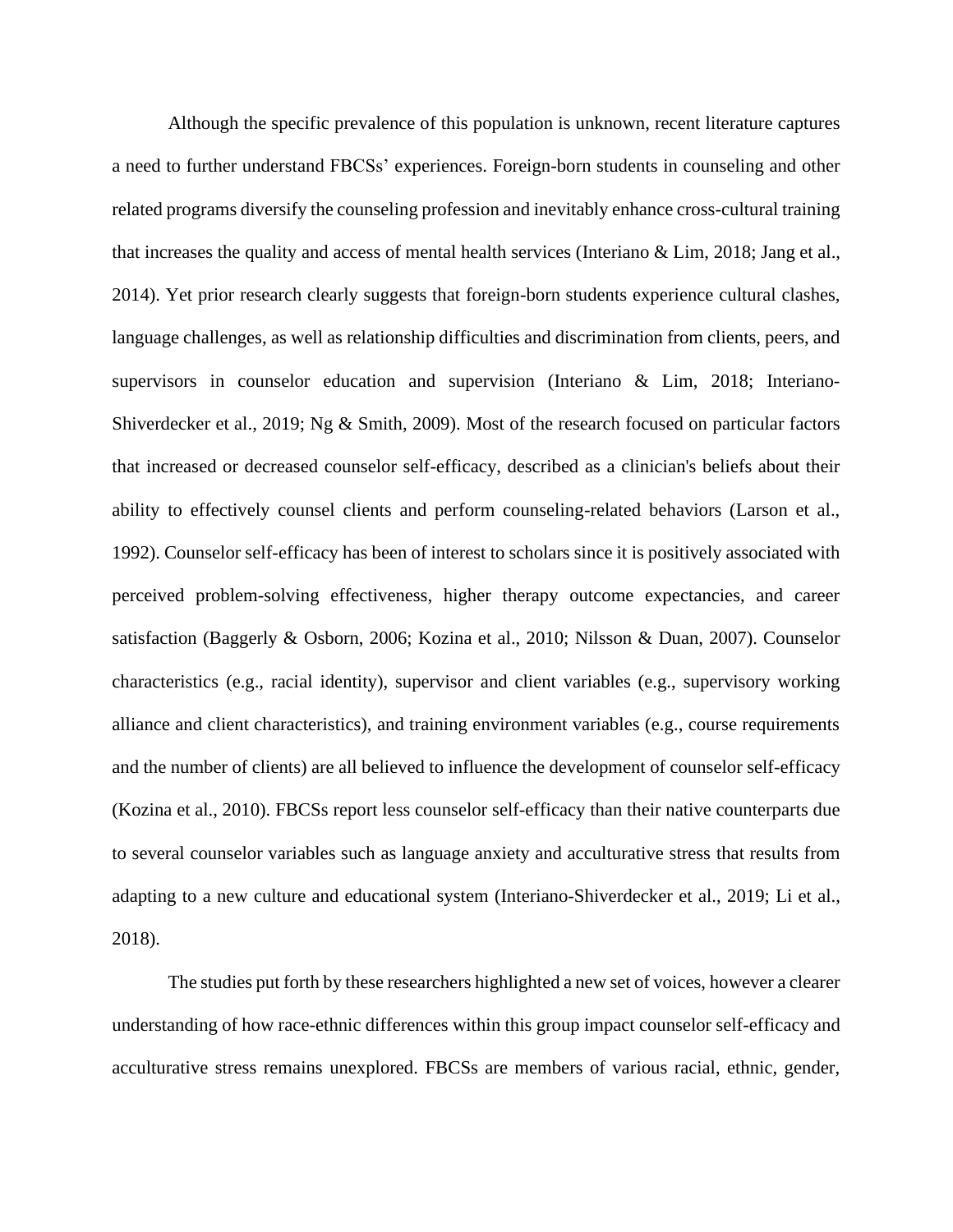Although the specific prevalence of this population is unknown, recent literature captures a need to further understand FBCSs' experiences. Foreign-born students in counseling and other related programs diversify the counseling profession and inevitably enhance cross-cultural training that increases the quality and access of mental health services (Interiano & Lim, 2018; Jang et al., 2014). Yet prior research clearly suggests that foreign-born students experience cultural clashes, language challenges, as well as relationship difficulties and discrimination from clients, peers, and supervisors in counselor education and supervision (Interiano & Lim, 2018; Interiano-Shiverdecker et al., 2019; Ng & Smith, 2009). Most of the research focused on particular factors that increased or decreased counselor self-efficacy, described as a clinician's beliefs about their ability to effectively counsel clients and perform counseling-related behaviors (Larson et al., 1992). Counselor self-efficacy has been of interest to scholars since it is positively associated with perceived problem-solving effectiveness, higher therapy outcome expectancies, and career satisfaction (Baggerly & Osborn, 2006; Kozina et al., 2010; Nilsson & Duan, 2007). Counselor characteristics (e.g., racial identity), supervisor and client variables (e.g., supervisory working alliance and client characteristics), and training environment variables (e.g., course requirements and the number of clients) are all believed to influence the development of counselor self-efficacy (Kozina et al., 2010). FBCSs report less counselor self-efficacy than their native counterparts due to several counselor variables such as language anxiety and acculturative stress that results from adapting to a new culture and educational system (Interiano-Shiverdecker et al., 2019; Li et al., 2018).

The studies put forth by these researchers highlighted a new set of voices, however a clearer understanding of how race-ethnic differences within this group impact counselor self-efficacy and acculturative stress remains unexplored. FBCSs are members of various racial, ethnic, gender,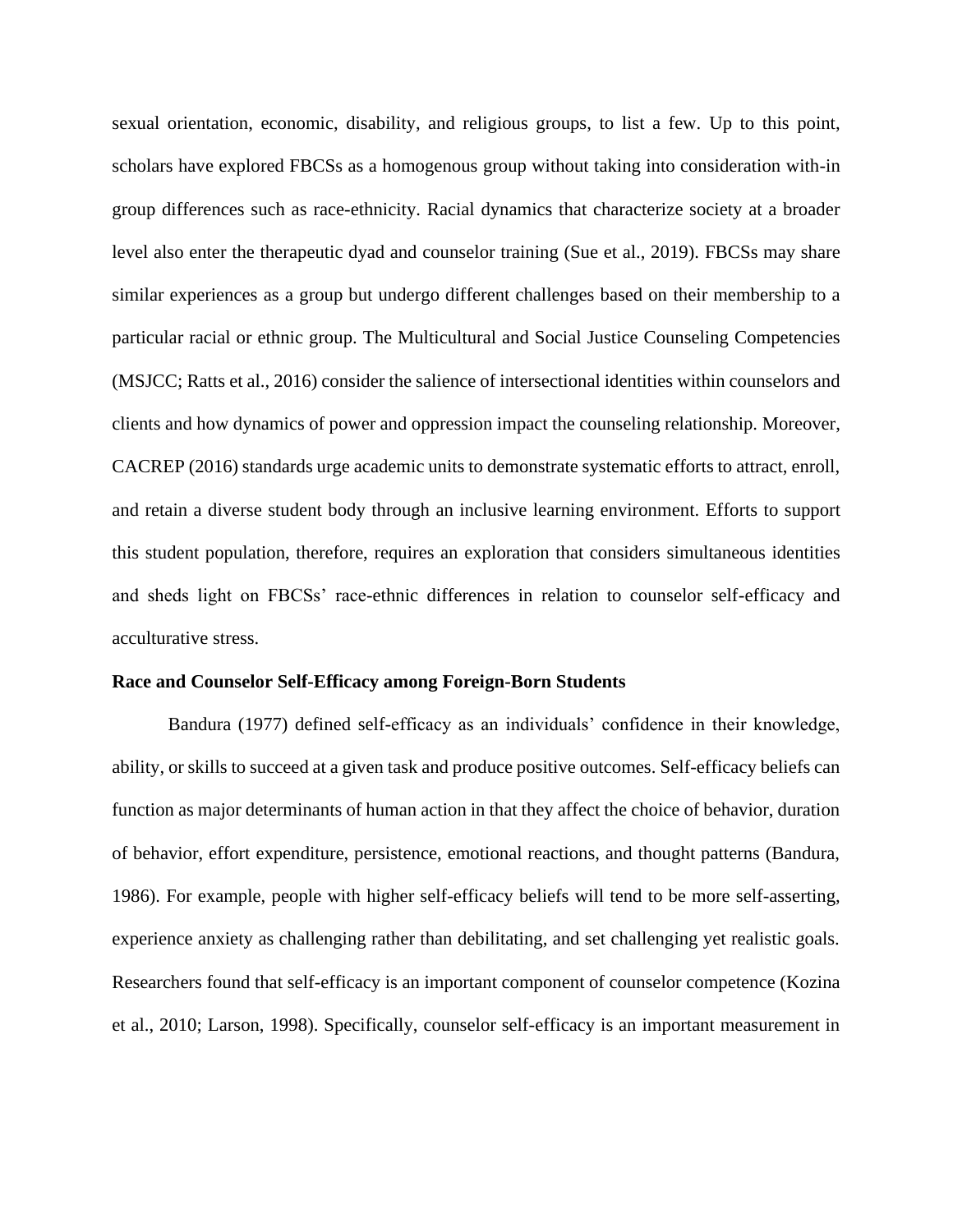sexual orientation, economic, disability, and religious groups, to list a few. Up to this point, scholars have explored FBCSs as a homogenous group without taking into consideration with-in group differences such as race-ethnicity. Racial dynamics that characterize society at a broader level also enter the therapeutic dyad and counselor training (Sue et al., 2019). FBCSs may share similar experiences as a group but undergo different challenges based on their membership to a particular racial or ethnic group. The Multicultural and Social Justice Counseling Competencies (MSJCC; Ratts et al., 2016) consider the salience of intersectional identities within counselors and clients and how dynamics of power and oppression impact the counseling relationship. Moreover, CACREP (2016) standards urge academic units to demonstrate systematic efforts to attract, enroll, and retain a diverse student body through an inclusive learning environment. Efforts to support this student population, therefore, requires an exploration that considers simultaneous identities and sheds light on FBCSs' race-ethnic differences in relation to counselor self-efficacy and acculturative stress.

**Race and Counselor Self-Efficacy among Foreign-Born Students**

Bandura (1977) defined self-efficacy as an individuals' confidence in their knowledge, ability, or skills to succeed at a given task and produce positive outcomes. Self-efficacy beliefs can function as major determinants of human action in that they affect the choice of behavior, duration of behavior, effort expenditure, persistence, emotional reactions, and thought patterns (Bandura, 1986). For example, people with higher self-efficacy beliefs will tend to be more self-asserting, experience anxiety as challenging rather than debilitating, and set challenging yet realistic goals. Researchers found that self-efficacy is an important component of counselor competence (Kozina et al., 2010; Larson, 1998). Specifically, counselor self-efficacy is an important measurement in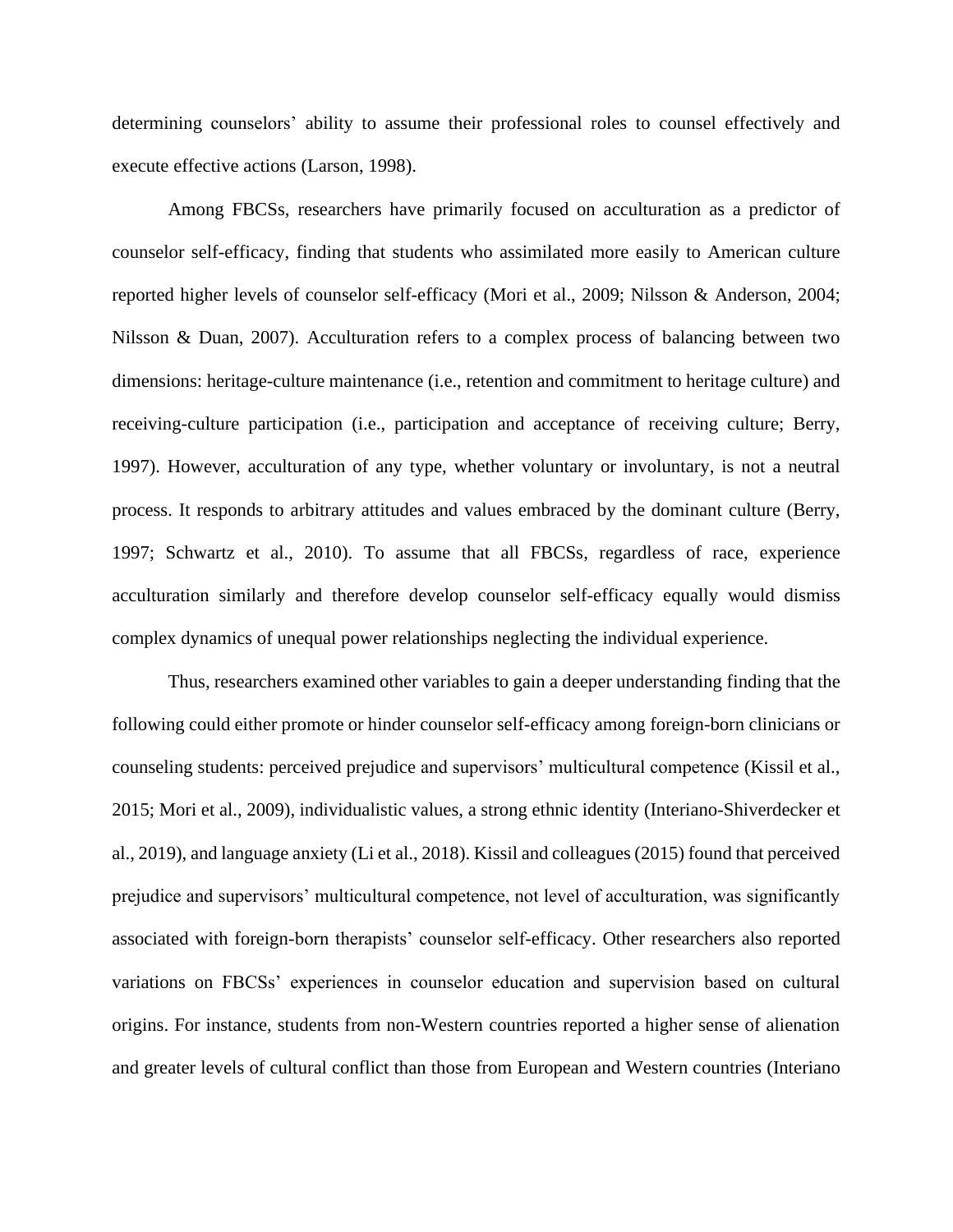determining counselors' ability to assume their professional roles to counsel effectively and execute effective actions (Larson, 1998).

Among FBCSs, researchers have primarily focused on acculturation as a predictor of counselor self-efficacy, finding that students who assimilated more easily to American culture reported higher levels of counselor self-efficacy (Mori et al., 2009; Nilsson & Anderson, 2004; Nilsson & Duan, 2007). Acculturation refers to a complex process of balancing between two dimensions: heritage-culture maintenance (i.e., retention and commitment to heritage culture) and receiving-culture participation (i.e., participation and acceptance of receiving culture; Berry, 1997). However, acculturation of any type, whether voluntary or involuntary, is not a neutral process. It responds to arbitrary attitudes and values embraced by the dominant culture (Berry, 1997; Schwartz et al., 2010). To assume that all FBCSs, regardless of race, experience acculturation similarly and therefore develop counselor self-efficacy equally would dismiss complex dynamics of unequal power relationships neglecting the individual experience.

Thus, researchers examined other variables to gain a deeper understanding finding that the following could either promote or hinder counselor self-efficacy among foreign-born clinicians or counseling students: perceived prejudice and supervisors' multicultural competence (Kissil et al., 2015; Mori et al., 2009), individualistic values, a strong ethnic identity (Interiano-Shiverdecker et al., 2019), and language anxiety (Li et al., 2018). Kissil and colleagues (2015) found that perceived prejudice and supervisors' multicultural competence, not level of acculturation, was significantly associated with foreign-born therapists' counselor self-efficacy. Other researchers also reported variations on FBCSs' experiences in counselor education and supervision based on cultural origins. For instance, students from non-Western countries reported a higher sense of alienation and greater levels of cultural conflict than those from European and Western countries (Interiano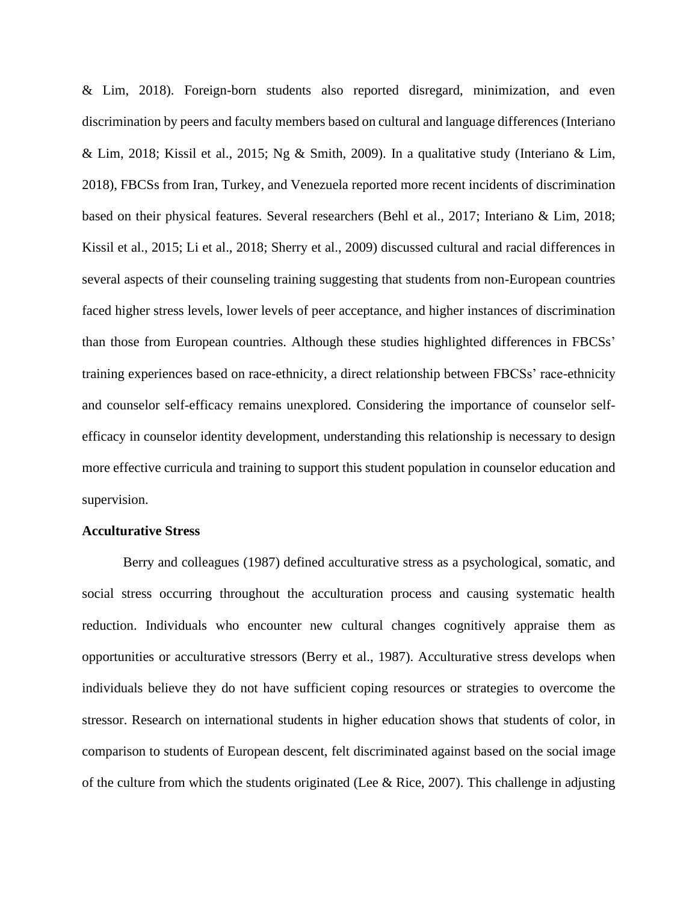& Lim, 2018). Foreign-born students also reported disregard, minimization, and even discrimination by peers and faculty members based on cultural and language differences (Interiano & Lim, 2018; Kissil et al., 2015; Ng & Smith, 2009). In a qualitative study (Interiano & Lim, 2018), FBCSs from Iran, Turkey, and Venezuela reported more recent incidents of discrimination based on their physical features. Several researchers (Behl et al., 2017; Interiano & Lim, 2018; Kissil et al., 2015; Li et al., 2018; Sherry et al., 2009) discussed cultural and racial differences in several aspects of their counseling training suggesting that students from non-European countries faced higher stress levels, lower levels of peer acceptance, and higher instances of discrimination than those from European countries. Although these studies highlighted differences in FBCSs' training experiences based on race-ethnicity, a direct relationship between FBCSs' race-ethnicity and counselor self-efficacy remains unexplored. Considering the importance of counselor self-efficacy in counselor identity development, understanding this relationship is necessary to design more effective curricula and training to support this student population in counselor education and supervision.

**Acculturative Stress**

Berry and colleagues (1987) defined acculturative stress as a psychological, somatic, and social stress occurring throughout the acculturation process and causing systematic health reduction. Individuals who encounter new cultural changes cognitively appraise them as opportunities or acculturative stressors (Berry et al., 1987). Acculturative stress develops when individuals believe they do not have sufficient coping resources or strategies to overcome the stressor. Research on international students in higher education shows that students of color, in comparison to students of European descent, felt discriminated against based on the social image of the culture from which the students originated (Lee & Rice, 2007). This challenge in adjusting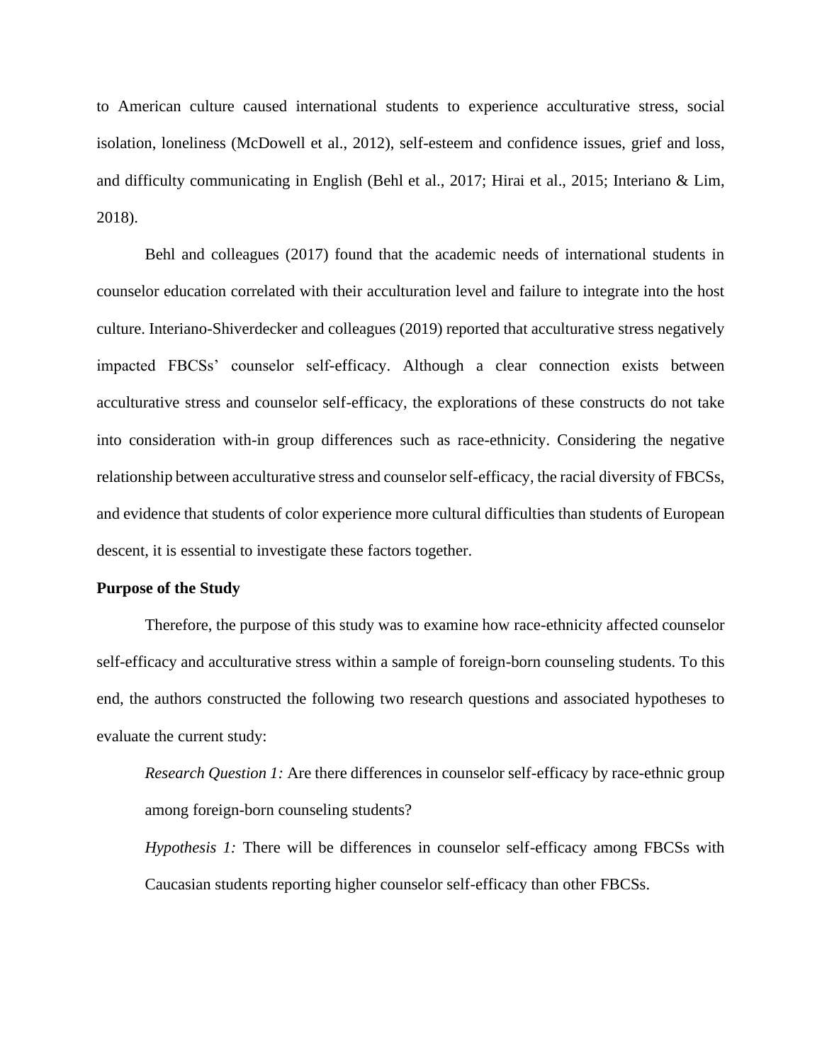to American culture caused international students to experience acculturative stress, social isolation, loneliness (McDowell et al., 2012), self-esteem and confidence issues, grief and loss, and difficulty communicating in English (Behl et al., 2017; Hirai et al., 2015; Interiano & Lim, 2018).

Behl and colleagues (2017) found that the academic needs of international students in counselor education correlated with their acculturation level and failure to integrate into the host culture. Interiano-Shiverdecker and colleagues (2019) reported that acculturative stress negatively impacted FBCSs' counselor self-efficacy. Although a clear connection exists between acculturative stress and counselor self-efficacy, the explorations of these constructs do not take into consideration with-in group differences such as race-ethnicity. Considering the negative relationship between acculturative stress and counselor self-efficacy, the racial diversity of FBCSs, and evidence that students of color experience more cultural difficulties than students of European descent, it is essential to investigate these factors together.

**Purpose of the Study**

Therefore, the purpose of this study was to examine how race-ethnicity affected counselor self-efficacy and acculturative stress within a sample of foreign-born counseling students. To this end, the authors constructed the following two research questions and associated hypotheses to evaluate the current study:

> *Research Question 1:* Are there differences in counselor self-efficacy by race-ethnic group among foreign-born counseling students?
>
> *Hypothesis 1:* There will be differences in counselor self-efficacy among FBCSs with Caucasian students reporting higher counselor self-efficacy than other FBCSs.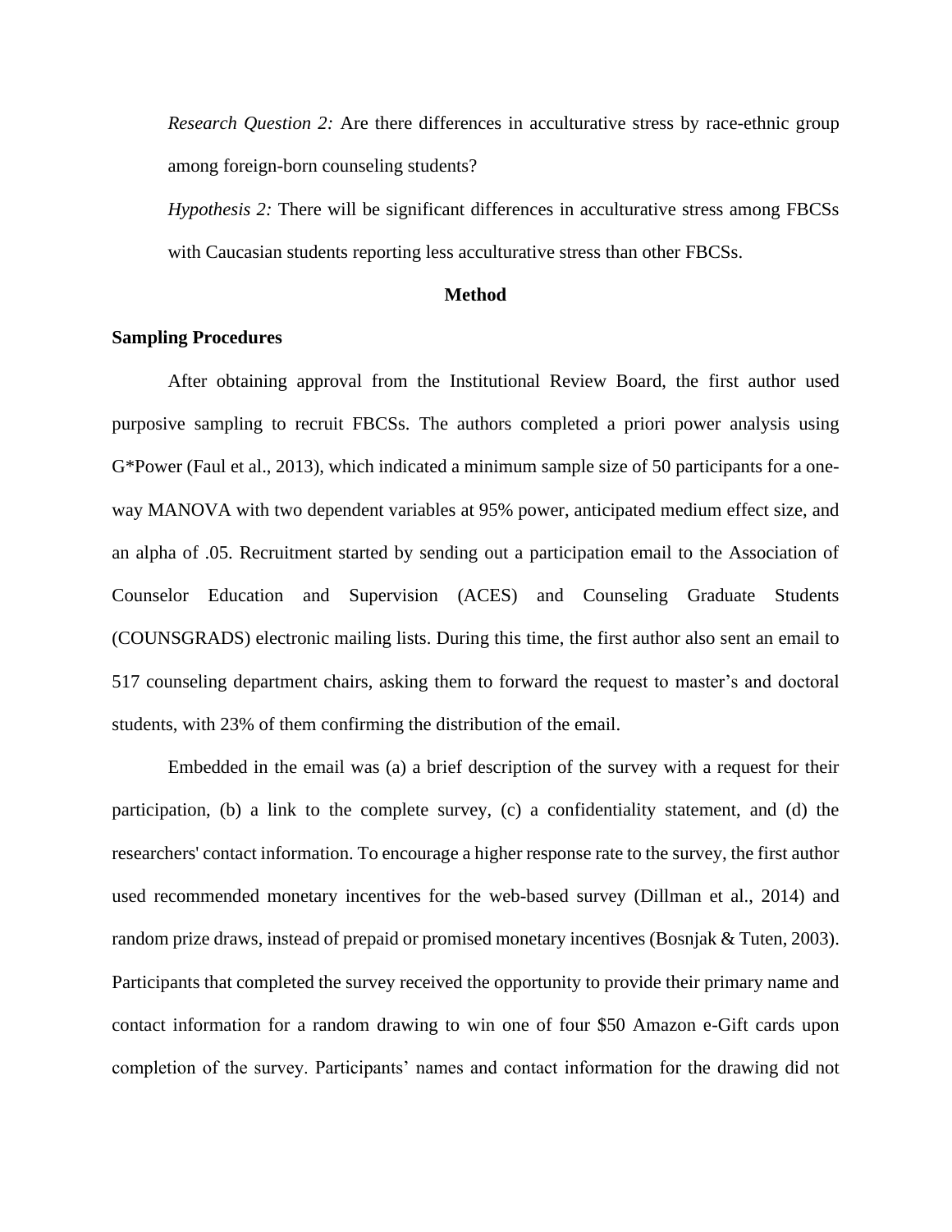*Research Question 2:* Are there differences in acculturative stress by race-ethnic group among foreign-born counseling students?

*Hypothesis 2:* There will be significant differences in acculturative stress among FBCSs with Caucasian students reporting less acculturative stress than other FBCSs.

# Method

## Sampling Procedures

After obtaining approval from the Institutional Review Board, the first author used purposive sampling to recruit FBCSs. The authors completed a priori power analysis using G*Power (Faul et al., 2013), which indicated a minimum sample size of 50 participants for a one-way MANOVA with two dependent variables at 95% power, anticipated medium effect size, and an alpha of .05. Recruitment started by sending out a participation email to the Association of Counselor Education and Supervision (ACES) and Counseling Graduate Students (COUNSGRADS) electronic mailing lists. During this time, the first author also sent an email to 517 counseling department chairs, asking them to forward the request to master's and doctoral students, with 23% of them confirming the distribution of the email.

Embedded in the email was (a) a brief description of the survey with a request for their participation, (b) a link to the complete survey, (c) a confidentiality statement, and (d) the researchers' contact information. To encourage a higher response rate to the survey, the first author used recommended monetary incentives for the web-based survey (Dillman et al., 2014) and random prize draws, instead of prepaid or promised monetary incentives (Bosnjak & Tuten, 2003). Participants that completed the survey received the opportunity to provide their primary name and contact information for a random drawing to win one of four $50 Amazon e-Gift cards upon completion of the survey. Participants' names and contact information for the drawing did not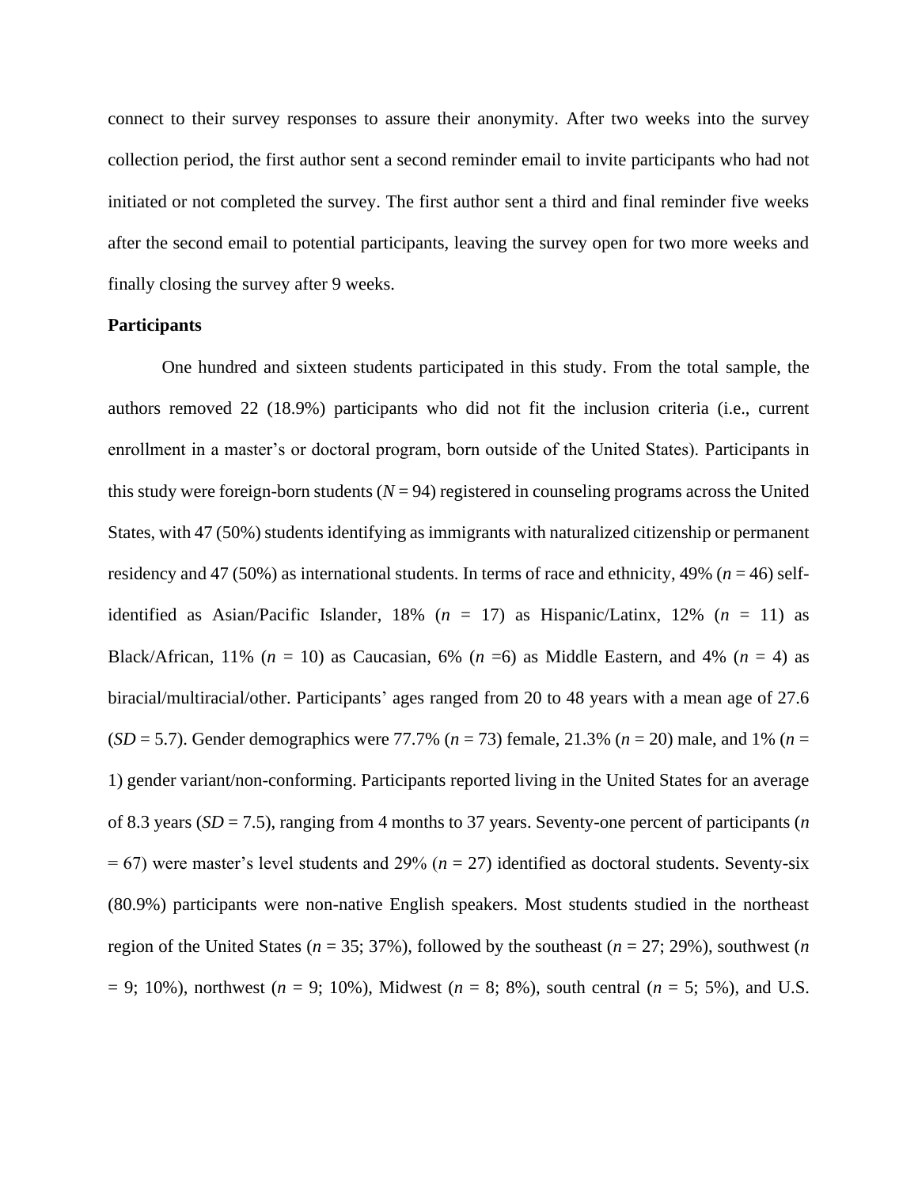connect to their survey responses to assure their anonymity. After two weeks into the survey collection period, the first author sent a second reminder email to invite participants who had not initiated or not completed the survey. The first author sent a third and final reminder five weeks after the second email to potential participants, leaving the survey open for two more weeks and finally closing the survey after 9 weeks.

**Participants**

One hundred and sixteen students participated in this study. From the total sample, the authors removed 22 (18.9%) participants who did not fit the inclusion criteria (i.e., current enrollment in a master's or doctoral program, born outside of the United States). Participants in this study were foreign-born students (*N* = 94) registered in counseling programs across the United States, with 47 (50%) students identifying as immigrants with naturalized citizenship or permanent residency and 47 (50%) as international students. In terms of race and ethnicity, 49% (*n* = 46) self-identified as Asian/Pacific Islander, 18% (*n* = 17) as Hispanic/Latinx, 12% (*n* = 11) as Black/African, 11% (*n* = 10) as Caucasian, 6% (*n* =6) as Middle Eastern, and 4% (*n* = 4) as biracial/multiracial/other. Participants' ages ranged from 20 to 48 years with a mean age of 27.6 (*SD* = 5.7). Gender demographics were 77.7% (*n* = 73) female, 21.3% (*n* = 20) male, and 1% (*n* = 1) gender variant/non-conforming. Participants reported living in the United States for an average of 8.3 years (*SD* = 7.5), ranging from 4 months to 37 years. Seventy-one percent of participants (*n* = 67) were master's level students and 29% (*n* = 27) identified as doctoral students. Seventy-six (80.9%) participants were non-native English speakers. Most students studied in the northeast region of the United States (*n* = 35; 37%), followed by the southeast (*n* = 27; 29%), southwest (*n* = 9; 10%), northwest (*n* = 9; 10%), Midwest (*n* = 8; 8%), south central (*n* = 5; 5%), and U.S.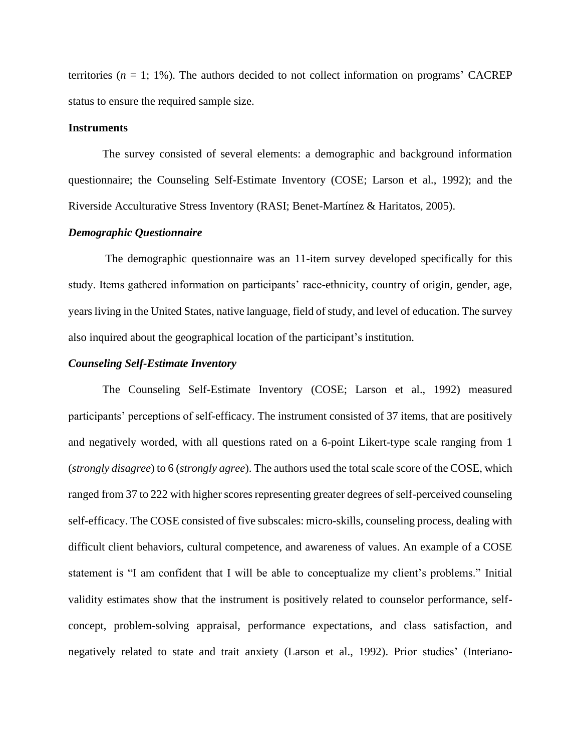territories ($n$ = 1; 1%). The authors decided to not collect information on programs' CACREP status to ensure the required sample size.

## Instruments

The survey consisted of several elements: a demographic and background information questionnaire; the Counseling Self-Estimate Inventory (COSE; Larson et al., 1992); and the Riverside Acculturative Stress Inventory (RASI; Benet-Martínez & Haritatos, 2005).

### *Demographic Questionnaire*

The demographic questionnaire was an 11-item survey developed specifically for this study. Items gathered information on participants' race-ethnicity, country of origin, gender, age, years living in the United States, native language, field of study, and level of education. The survey also inquired about the geographical location of the participant's institution.

### *Counseling Self-Estimate Inventory*

The Counseling Self-Estimate Inventory (COSE; Larson et al., 1992) measured participants' perceptions of self-efficacy. The instrument consisted of 37 items, that are positively and negatively worded, with all questions rated on a 6-point Likert-type scale ranging from 1 (*strongly disagree*) to 6 (*strongly agree*). The authors used the total scale score of the COSE, which ranged from 37 to 222 with higher scores representing greater degrees of self-perceived counseling self-efficacy. The COSE consisted of five subscales: micro-skills, counseling process, dealing with difficult client behaviors, cultural competence, and awareness of values. An example of a COSE statement is "I am confident that I will be able to conceptualize my client's problems." Initial validity estimates show that the instrument is positively related to counselor performance, self-concept, problem-solving appraisal, performance expectations, and class satisfaction, and negatively related to state and trait anxiety (Larson et al., 1992). Prior studies' (Interiano-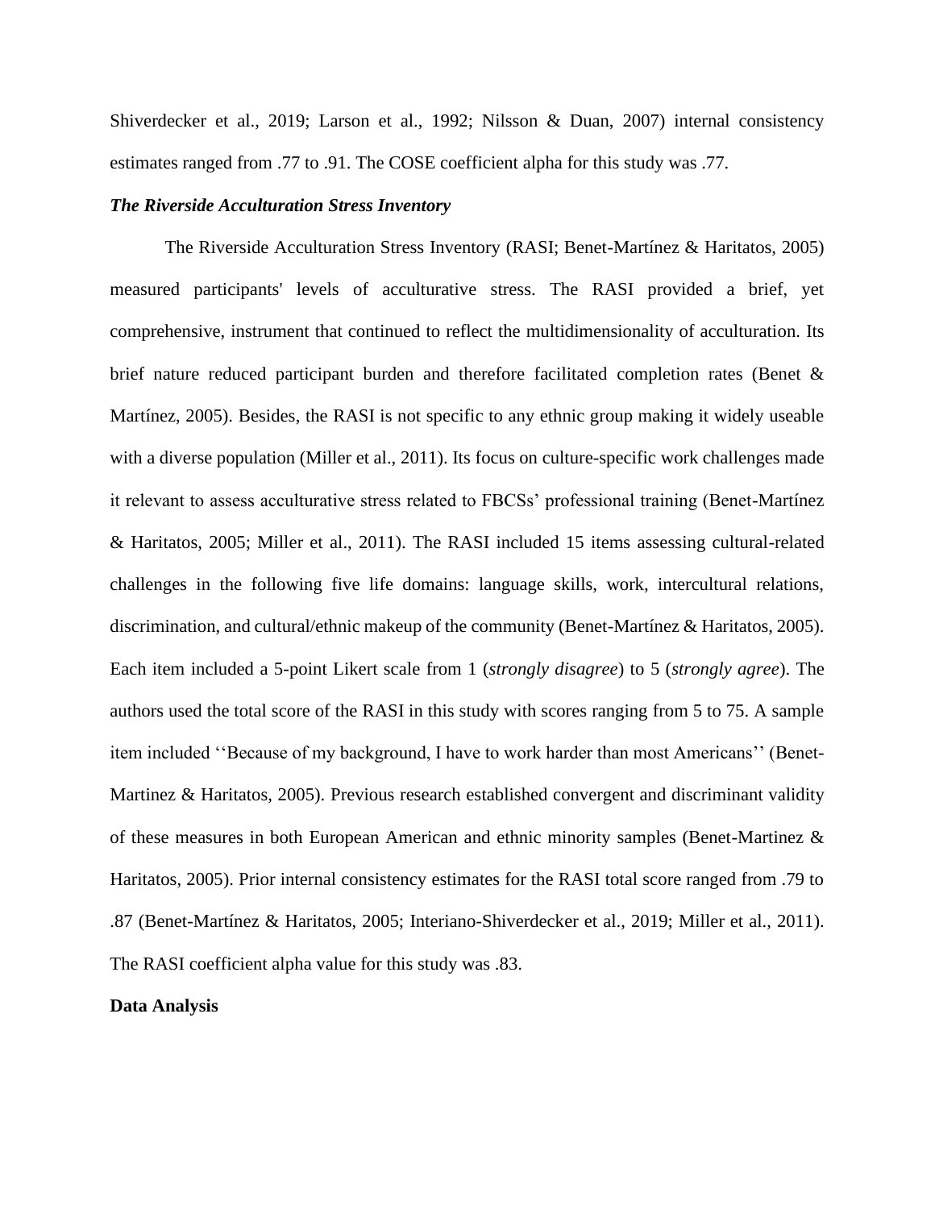Shiverdecker et al., 2019; Larson et al., 1992; Nilsson & Duan, 2007) internal consistency estimates ranged from .77 to .91. The COSE coefficient alpha for this study was .77.

### *The Riverside Acculturation Stress Inventory*

The Riverside Acculturation Stress Inventory (RASI; Benet-Martínez & Haritatos, 2005) measured participants' levels of acculturative stress. The RASI provided a brief, yet comprehensive, instrument that continued to reflect the multidimensionality of acculturation. Its brief nature reduced participant burden and therefore facilitated completion rates (Benet & Martínez, 2005). Besides, the RASI is not specific to any ethnic group making it widely useable with a diverse population (Miller et al., 2011). Its focus on culture-specific work challenges made it relevant to assess acculturative stress related to FBCSs' professional training (Benet-Martínez & Haritatos, 2005; Miller et al., 2011). The RASI included 15 items assessing cultural-related challenges in the following five life domains: language skills, work, intercultural relations, discrimination, and cultural/ethnic makeup of the community (Benet-Martínez & Haritatos, 2005). Each item included a 5-point Likert scale from 1 (*strongly disagree*) to 5 (*strongly agree*). The authors used the total score of the RASI in this study with scores ranging from 5 to 75. A sample item included ''Because of my background, I have to work harder than most Americans'' (Benet-Martinez & Haritatos, 2005). Previous research established convergent and discriminant validity of these measures in both European American and ethnic minority samples (Benet-Martinez & Haritatos, 2005). Prior internal consistency estimates for the RASI total score ranged from .79 to .87 (Benet-Martínez & Haritatos, 2005; Interiano-Shiverdecker et al., 2019; Miller et al., 2011). The RASI coefficient alpha value for this study was .83.

## Data Analysis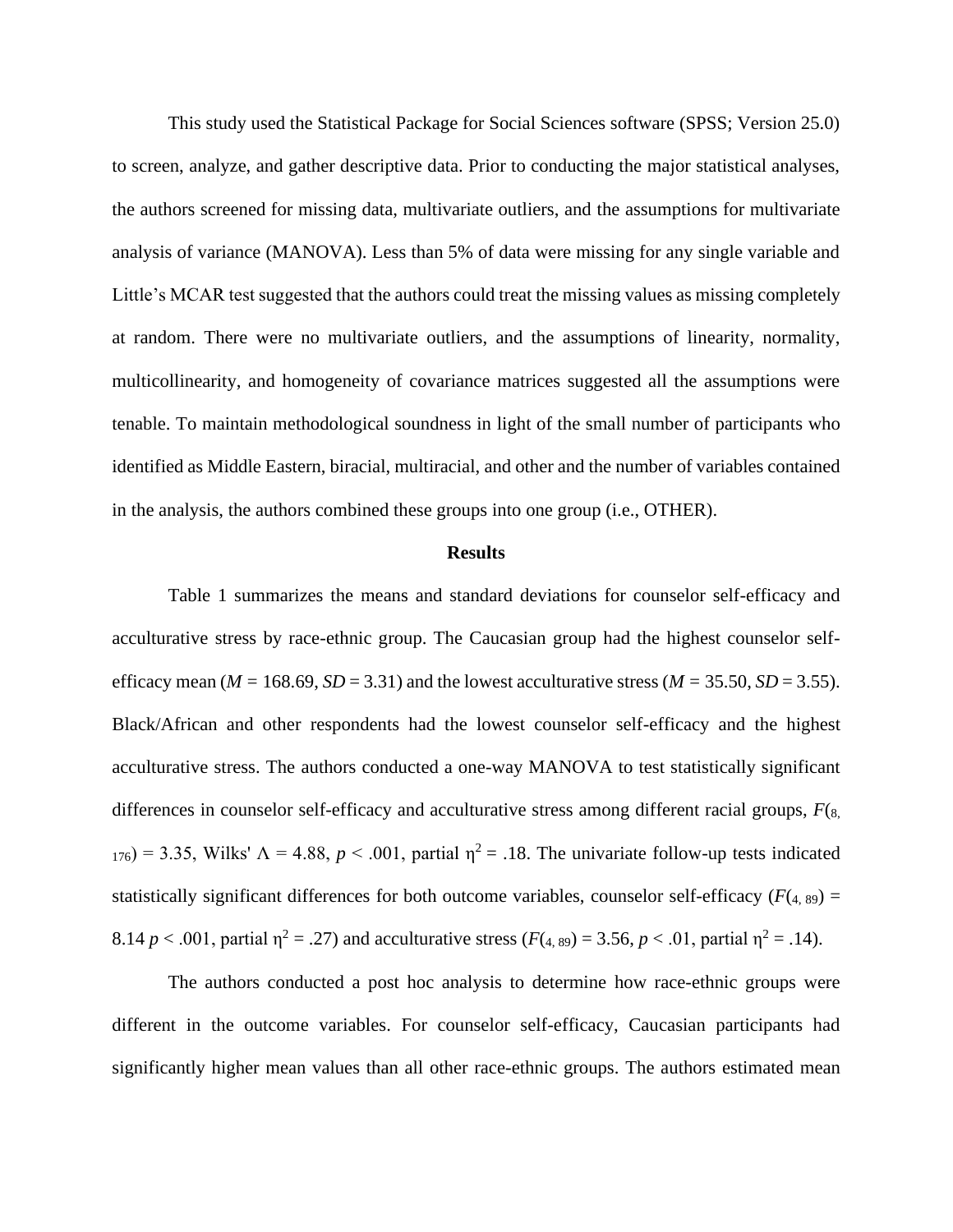This study used the Statistical Package for Social Sciences software (SPSS; Version 25.0) to screen, analyze, and gather descriptive data. Prior to conducting the major statistical analyses, the authors screened for missing data, multivariate outliers, and the assumptions for multivariate analysis of variance (MANOVA). Less than 5% of data were missing for any single variable and Little's MCAR test suggested that the authors could treat the missing values as missing completely at random. There were no multivariate outliers, and the assumptions of linearity, normality, multicollinearity, and homogeneity of covariance matrices suggested all the assumptions were tenable. To maintain methodological soundness in light of the small number of participants who identified as Middle Eastern, biracial, multiracial, and other and the number of variables contained in the analysis, the authors combined these groups into one group (i.e., OTHER).

## Results

Table 1 summarizes the means and standard deviations for counselor self-efficacy and acculturative stress by race-ethnic group. The Caucasian group had the highest counselor self-efficacy mean ($M$ = 168.69, $SD$ = 3.31) and the lowest acculturative stress ($M$ = 35.50, $SD$ = 3.55). Black/African and other respondents had the lowest counselor self-efficacy and the highest acculturative stress. The authors conducted a one-way MANOVA to test statistically significant differences in counselor self-efficacy and acculturative stress among different racial groups, $F_{(8, 176)} = 3.35$, Wilks' $\Lambda = 4.88$, $p < .001$, partial $\eta^2 = .18$. The univariate follow-up tests indicated statistically significant differences for both outcome variables, counselor self-efficacy ($F_{(4, 89)} = 8.14$ $p < .001$, partial $\eta^2 = .27$) and acculturative stress ($F_{(4, 89)} = 3.56$, $p < .01$, partial $\eta^2 = .14$).

The authors conducted a post hoc analysis to determine how race-ethnic groups were different in the outcome variables. For counselor self-efficacy, Caucasian participants had significantly higher mean values than all other race-ethnic groups. The authors estimated mean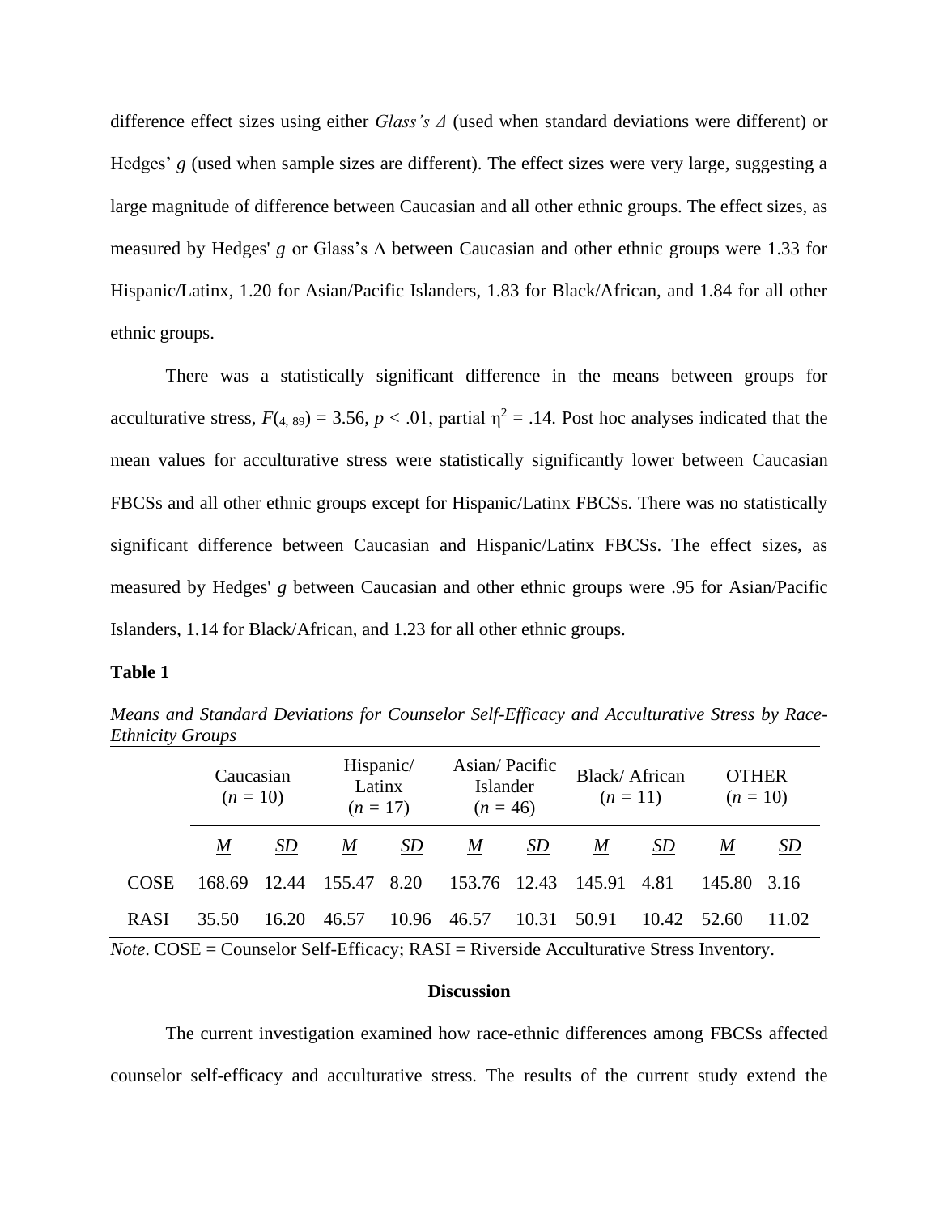difference effect sizes using either *Glass's Δ* (used when standard deviations were different) or Hedges' *g* (used when sample sizes are different). The effect sizes were very large, suggesting a large magnitude of difference between Caucasian and all other ethnic groups. The effect sizes, as measured by Hedges' *g* or Glass's Δ between Caucasian and other ethnic groups were 1.33 for Hispanic/Latinx, 1.20 for Asian/Pacific Islanders, 1.83 for Black/African, and 1.84 for all other ethnic groups.

There was a statistically significant difference in the means between groups for acculturative stress, $F_{(4, 89)} = 3.56$, $p < .01$, partial $\eta^2 = .14$. Post hoc analyses indicated that the mean values for acculturative stress were statistically significantly lower between Caucasian FBCSs and all other ethnic groups except for Hispanic/Latinx FBCSs. There was no statistically significant difference between Caucasian and Hispanic/Latinx FBCSs. The effect sizes, as measured by Hedges' *g* between Caucasian and other ethnic groups were .95 for Asian/Pacific Islanders, 1.14 for Black/African, and 1.23 for all other ethnic groups.

**Table 1**

*Means and Standard Deviations for Counselor Self-Efficacy and Acculturative Stress by Race-Ethnicity Groups*

| | Caucasian ($n$ = 10) | | Hispanic/ Latinx ($n$ = 17) | | Asian/ Pacific Islander ($n$ = 46) | | Black/ African ($n$ = 11) | | OTHER ($n$ = 10) | |
|---|---|---|---|---|---|---|---|---|---|---|
| | *M* | *SD* | *M* | *SD* | *M* | *SD* | *M* | *SD* | *M* | *SD* |
| COSE | 168.69 | 12.44 | 155.47 | 8.20 | 153.76 | 12.43 | 145.91 | 4.81 | 145.80 | 3.16 |
| RASI | 35.50 | 16.20 | 46.57 | 10.96 | 46.57 | 10.31 | 50.91 | 10.42 | 52.60 | 11.02 |

*Note*. COSE = Counselor Self-Efficacy; RASI = Riverside Acculturative Stress Inventory.

## Discussion

The current investigation examined how race-ethnic differences among FBCSs affected counselor self-efficacy and acculturative stress. The results of the current study extend the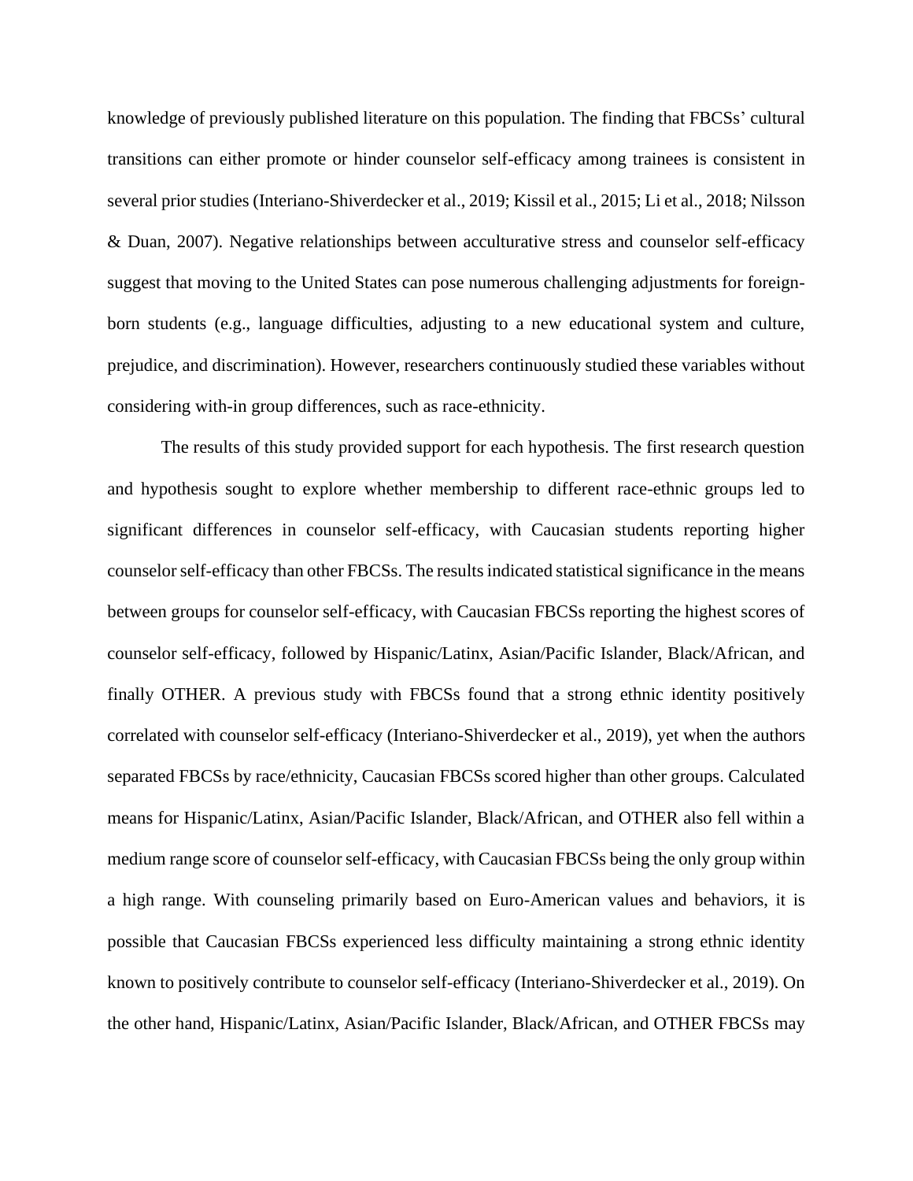knowledge of previously published literature on this population. The finding that FBCSs' cultural transitions can either promote or hinder counselor self-efficacy among trainees is consistent in several prior studies (Interiano-Shiverdecker et al., 2019; Kissil et al., 2015; Li et al., 2018; Nilsson & Duan, 2007). Negative relationships between acculturative stress and counselor self-efficacy suggest that moving to the United States can pose numerous challenging adjustments for foreign-born students (e.g., language difficulties, adjusting to a new educational system and culture, prejudice, and discrimination). However, researchers continuously studied these variables without considering with-in group differences, such as race-ethnicity.

The results of this study provided support for each hypothesis. The first research question and hypothesis sought to explore whether membership to different race-ethnic groups led to significant differences in counselor self-efficacy, with Caucasian students reporting higher counselor self-efficacy than other FBCSs. The results indicated statistical significance in the means between groups for counselor self-efficacy, with Caucasian FBCSs reporting the highest scores of counselor self-efficacy, followed by Hispanic/Latinx, Asian/Pacific Islander, Black/African, and finally OTHER. A previous study with FBCSs found that a strong ethnic identity positively correlated with counselor self-efficacy (Interiano-Shiverdecker et al., 2019), yet when the authors separated FBCSs by race/ethnicity, Caucasian FBCSs scored higher than other groups. Calculated means for Hispanic/Latinx, Asian/Pacific Islander, Black/African, and OTHER also fell within a medium range score of counselor self-efficacy, with Caucasian FBCSs being the only group within a high range. With counseling primarily based on Euro-American values and behaviors, it is possible that Caucasian FBCSs experienced less difficulty maintaining a strong ethnic identity known to positively contribute to counselor self-efficacy (Interiano-Shiverdecker et al., 2019). On the other hand, Hispanic/Latinx, Asian/Pacific Islander, Black/African, and OTHER FBCSs may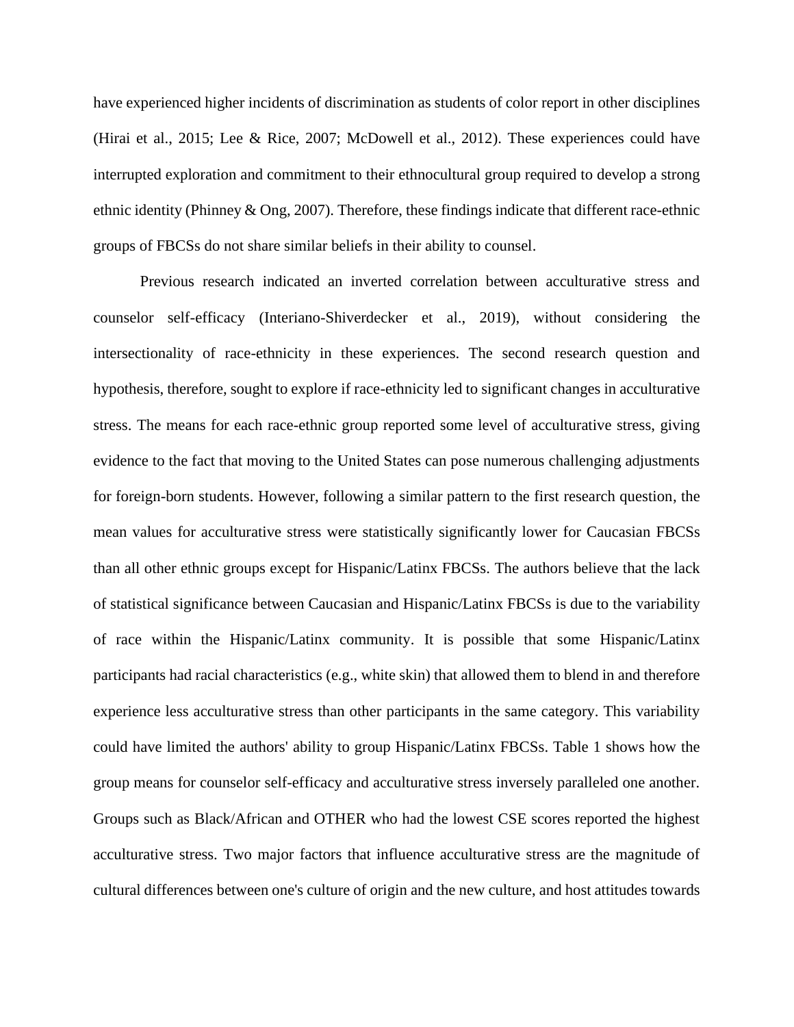have experienced higher incidents of discrimination as students of color report in other disciplines (Hirai et al., 2015; Lee & Rice, 2007; McDowell et al., 2012). These experiences could have interrupted exploration and commitment to their ethnocultural group required to develop a strong ethnic identity (Phinney & Ong, 2007). Therefore, these findings indicate that different race-ethnic groups of FBCSs do not share similar beliefs in their ability to counsel.

Previous research indicated an inverted correlation between acculturative stress and counselor self-efficacy (Interiano-Shiverdecker et al., 2019), without considering the intersectionality of race-ethnicity in these experiences. The second research question and hypothesis, therefore, sought to explore if race-ethnicity led to significant changes in acculturative stress. The means for each race-ethnic group reported some level of acculturative stress, giving evidence to the fact that moving to the United States can pose numerous challenging adjustments for foreign-born students. However, following a similar pattern to the first research question, the mean values for acculturative stress were statistically significantly lower for Caucasian FBCSs than all other ethnic groups except for Hispanic/Latinx FBCSs. The authors believe that the lack of statistical significance between Caucasian and Hispanic/Latinx FBCSs is due to the variability of race within the Hispanic/Latinx community. It is possible that some Hispanic/Latinx participants had racial characteristics (e.g., white skin) that allowed them to blend in and therefore experience less acculturative stress than other participants in the same category. This variability could have limited the authors' ability to group Hispanic/Latinx FBCSs. Table 1 shows how the group means for counselor self-efficacy and acculturative stress inversely paralleled one another. Groups such as Black/African and OTHER who had the lowest CSE scores reported the highest acculturative stress. Two major factors that influence acculturative stress are the magnitude of cultural differences between one's culture of origin and the new culture, and host attitudes towards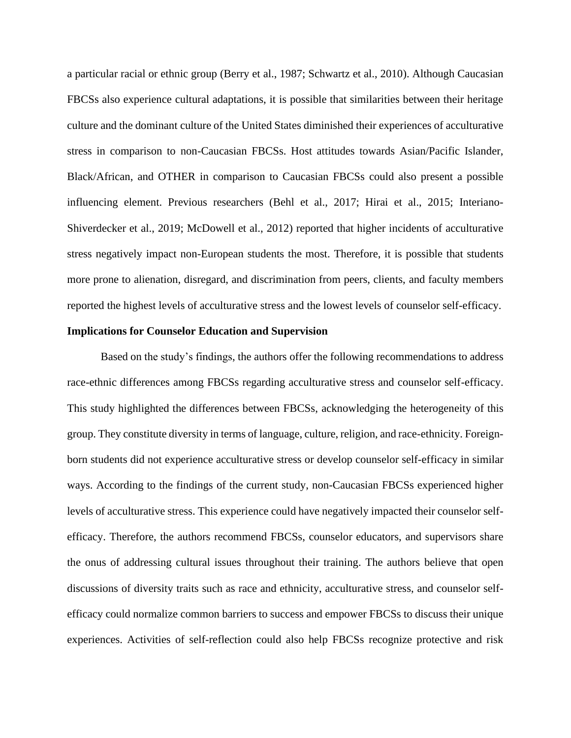a particular racial or ethnic group (Berry et al., 1987; Schwartz et al., 2010). Although Caucasian FBCSs also experience cultural adaptations, it is possible that similarities between their heritage culture and the dominant culture of the United States diminished their experiences of acculturative stress in comparison to non-Caucasian FBCSs. Host attitudes towards Asian/Pacific Islander, Black/African, and OTHER in comparison to Caucasian FBCSs could also present a possible influencing element. Previous researchers (Behl et al., 2017; Hirai et al., 2015; Interiano-Shiverdecker et al., 2019; McDowell et al., 2012) reported that higher incidents of acculturative stress negatively impact non-European students the most. Therefore, it is possible that students more prone to alienation, disregard, and discrimination from peers, clients, and faculty members reported the highest levels of acculturative stress and the lowest levels of counselor self-efficacy.

**Implications for Counselor Education and Supervision**

Based on the study's findings, the authors offer the following recommendations to address race-ethnic differences among FBCSs regarding acculturative stress and counselor self-efficacy. This study highlighted the differences between FBCSs, acknowledging the heterogeneity of this group. They constitute diversity in terms of language, culture, religion, and race-ethnicity. Foreign-born students did not experience acculturative stress or develop counselor self-efficacy in similar ways. According to the findings of the current study, non-Caucasian FBCSs experienced higher levels of acculturative stress. This experience could have negatively impacted their counselor self-efficacy. Therefore, the authors recommend FBCSs, counselor educators, and supervisors share the onus of addressing cultural issues throughout their training. The authors believe that open discussions of diversity traits such as race and ethnicity, acculturative stress, and counselor self-efficacy could normalize common barriers to success and empower FBCSs to discuss their unique experiences. Activities of self-reflection could also help FBCSs recognize protective and risk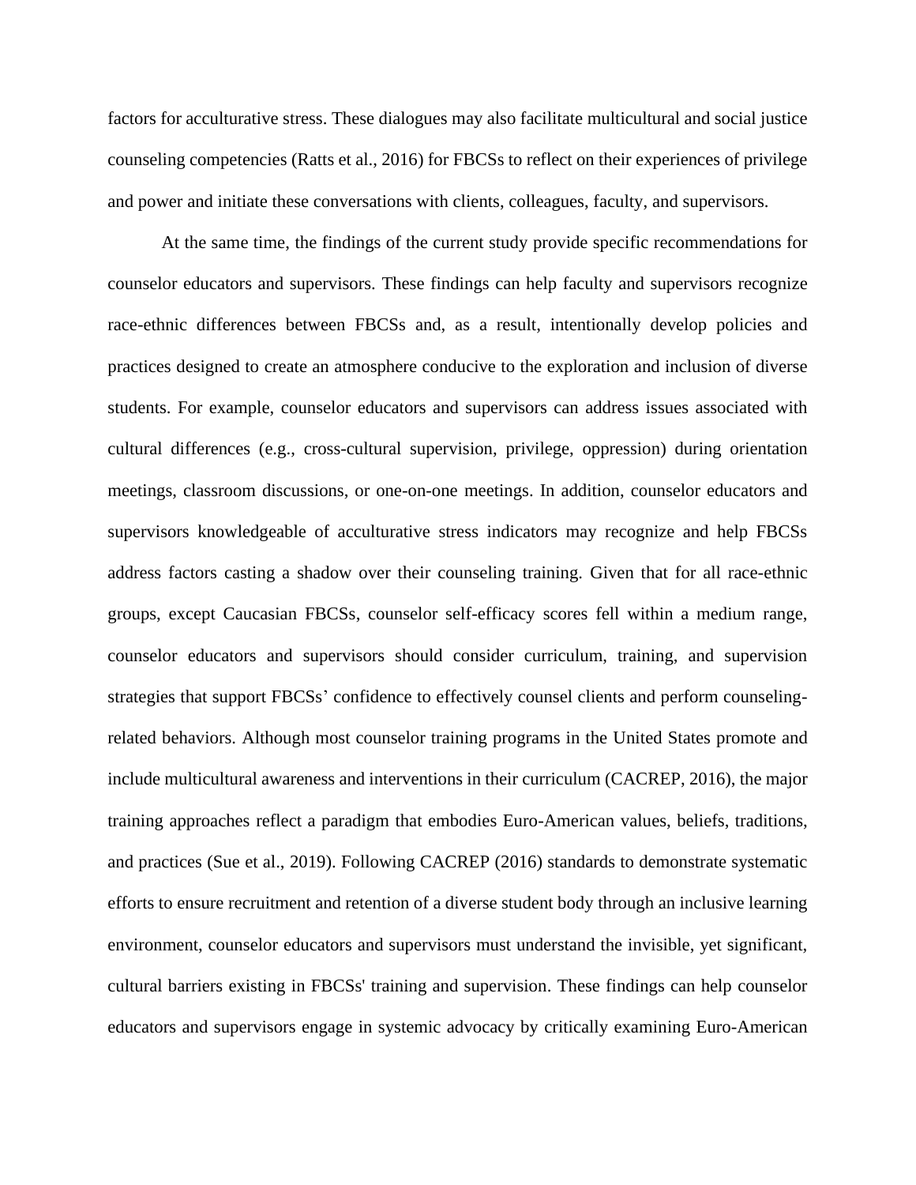factors for acculturative stress. These dialogues may also facilitate multicultural and social justice counseling competencies (Ratts et al., 2016) for FBCSs to reflect on their experiences of privilege and power and initiate these conversations with clients, colleagues, faculty, and supervisors.

At the same time, the findings of the current study provide specific recommendations for counselor educators and supervisors. These findings can help faculty and supervisors recognize race-ethnic differences between FBCSs and, as a result, intentionally develop policies and practices designed to create an atmosphere conducive to the exploration and inclusion of diverse students. For example, counselor educators and supervisors can address issues associated with cultural differences (e.g., cross-cultural supervision, privilege, oppression) during orientation meetings, classroom discussions, or one-on-one meetings. In addition, counselor educators and supervisors knowledgeable of acculturative stress indicators may recognize and help FBCSs address factors casting a shadow over their counseling training. Given that for all race-ethnic groups, except Caucasian FBCSs, counselor self-efficacy scores fell within a medium range, counselor educators and supervisors should consider curriculum, training, and supervision strategies that support FBCSs' confidence to effectively counsel clients and perform counseling-related behaviors. Although most counselor training programs in the United States promote and include multicultural awareness and interventions in their curriculum (CACREP, 2016), the major training approaches reflect a paradigm that embodies Euro-American values, beliefs, traditions, and practices (Sue et al., 2019). Following CACREP (2016) standards to demonstrate systematic efforts to ensure recruitment and retention of a diverse student body through an inclusive learning environment, counselor educators and supervisors must understand the invisible, yet significant, cultural barriers existing in FBCSs' training and supervision. These findings can help counselor educators and supervisors engage in systemic advocacy by critically examining Euro-American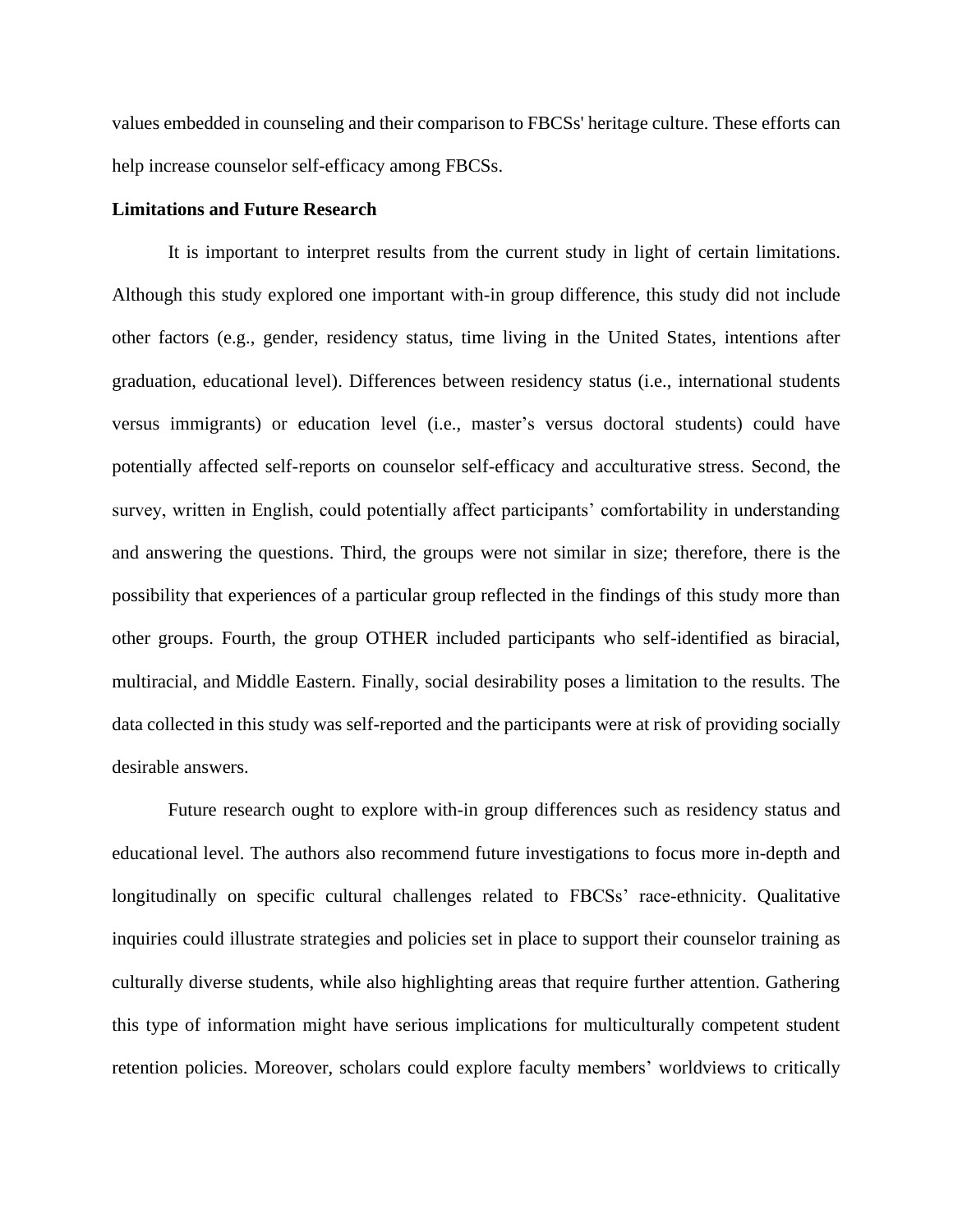values embedded in counseling and their comparison to FBCSs' heritage culture. These efforts can help increase counselor self-efficacy among FBCSs.

**Limitations and Future Research**

It is important to interpret results from the current study in light of certain limitations. Although this study explored one important with-in group difference, this study did not include other factors (e.g., gender, residency status, time living in the United States, intentions after graduation, educational level). Differences between residency status (i.e., international students versus immigrants) or education level (i.e., master's versus doctoral students) could have potentially affected self-reports on counselor self-efficacy and acculturative stress. Second, the survey, written in English, could potentially affect participants' comfortability in understanding and answering the questions. Third, the groups were not similar in size; therefore, there is the possibility that experiences of a particular group reflected in the findings of this study more than other groups. Fourth, the group OTHER included participants who self-identified as biracial, multiracial, and Middle Eastern. Finally, social desirability poses a limitation to the results. The data collected in this study was self-reported and the participants were at risk of providing socially desirable answers.

Future research ought to explore with-in group differences such as residency status and educational level. The authors also recommend future investigations to focus more in-depth and longitudinally on specific cultural challenges related to FBCSs' race-ethnicity. Qualitative inquiries could illustrate strategies and policies set in place to support their counselor training as culturally diverse students, while also highlighting areas that require further attention. Gathering this type of information might have serious implications for multiculturally competent student retention policies. Moreover, scholars could explore faculty members' worldviews to critically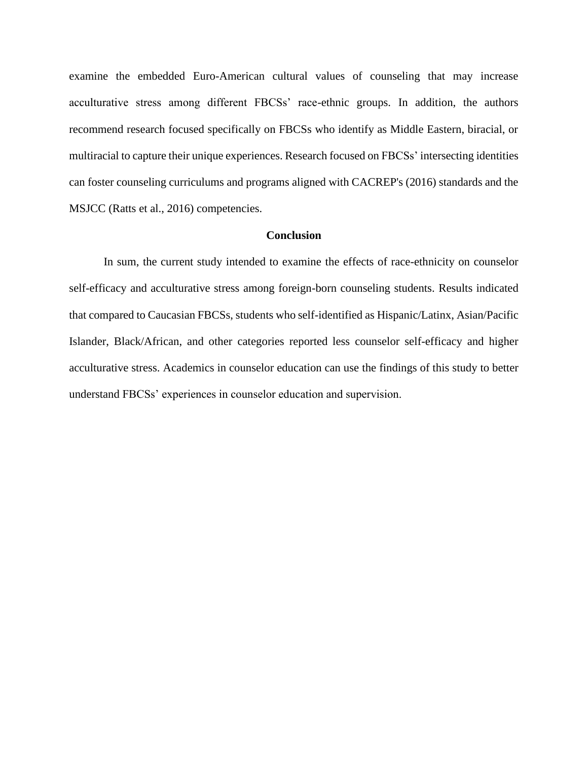examine the embedded Euro-American cultural values of counseling that may increase acculturative stress among different FBCSs' race-ethnic groups. In addition, the authors recommend research focused specifically on FBCSs who identify as Middle Eastern, biracial, or multiracial to capture their unique experiences. Research focused on FBCSs' intersecting identities can foster counseling curriculums and programs aligned with CACREP's (2016) standards and the MSJCC (Ratts et al., 2016) competencies.

## Conclusion

In sum, the current study intended to examine the effects of race-ethnicity on counselor self-efficacy and acculturative stress among foreign-born counseling students. Results indicated that compared to Caucasian FBCSs, students who self-identified as Hispanic/Latinx, Asian/Pacific Islander, Black/African, and other categories reported less counselor self-efficacy and higher acculturative stress. Academics in counselor education can use the findings of this study to better understand FBCSs' experiences in counselor education and supervision.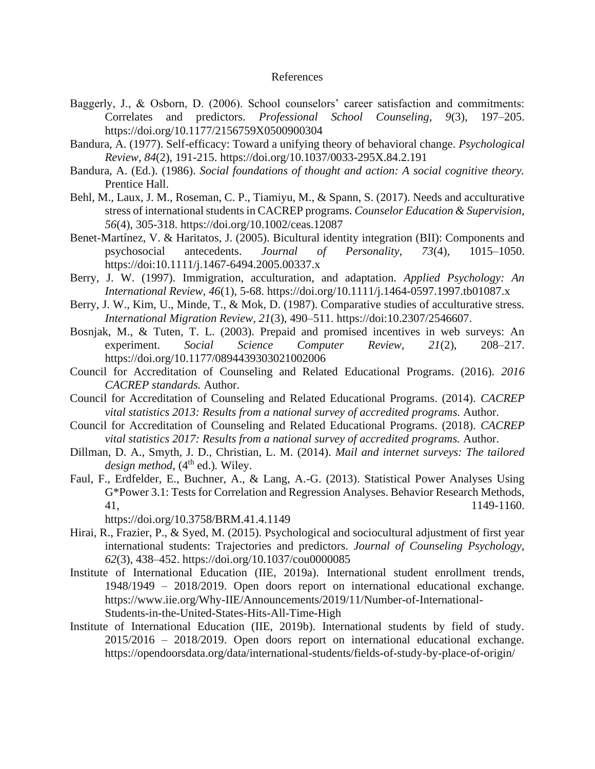# References

Baggerly, J., & Osborn, D. (2006). School counselors' career satisfaction and commitments: Correlates and predictors. *Professional School Counseling, 9*(3), 197–205. https://doi.org/10.1177/2156759X0500900304

Bandura, A. (1977). Self-efficacy: Toward a unifying theory of behavioral change. *Psychological Review*, *84*(2), 191-215. https://doi.org/10.1037/0033-295X.84.2.191

Bandura, A. (Ed.). (1986). *Social foundations of thought and action: A social cognitive theory.* Prentice Hall.

Behl, M., Laux, J. M., Roseman, C. P., Tiamiyu, M., & Spann, S. (2017). Needs and acculturative stress of international students in CACREP programs. *Counselor Education & Supervision, 56*(4), 305-318. https://doi.org/10.1002/ceas.12087

Benet-Martínez, V. & Haritatos, J. (2005). Bicultural identity integration (BII): Components and psychosocial antecedents. *Journal of Personality, 73*(4), 1015–1050. https://doi:10.1111/j.1467-6494.2005.00337.x

Berry, J. W. (1997). Immigration, acculturation, and adaptation. *Applied Psychology: An International Review*, *46*(1), 5-68. https://doi.org/10.1111/j.1464-0597.1997.tb01087.x

Berry, J. W., Kim, U., Minde, T., & Mok, D. (1987). Comparative studies of acculturative stress. *International Migration Review*, *21*(3), 490–511. https://doi:10.2307/2546607.

Bosnjak, M., & Tuten, T. L. (2003). Prepaid and promised incentives in web surveys: An experiment. *Social Science Computer Review, 21*(2), 208–217. https://doi.org/10.1177/0894439303021002006

Council for Accreditation of Counseling and Related Educational Programs. (2016). *2016 CACREP standards.* Author.

Council for Accreditation of Counseling and Related Educational Programs. (2014). *CACREP vital statistics 2013: Results from a national survey of accredited programs.* Author.

Council for Accreditation of Counseling and Related Educational Programs. (2018). *CACREP vital statistics 2017: Results from a national survey of accredited programs.* Author.

Dillman, D. A., Smyth, J. D., Christian, L. M. (2014). *Mail and internet surveys: The tailored design method,* (4th ed.). Wiley.

Faul, F., Erdfelder, E., Buchner, A., & Lang, A.-G. (2013). Statistical Power Analyses Using G*Power 3.1: Tests for Correlation and Regression Analyses. Behavior Research Methods, 41, 1149-1160. https://doi.org/10.3758/BRM.41.4.1149

Hirai, R., Frazier, P., & Syed, M. (2015). Psychological and sociocultural adjustment of first year international students: Trajectories and predictors. *Journal of Counseling Psychology, 62*(3), 438–452. https://doi.org/10.1037/cou0000085

Institute of International Education (IIE, 2019a). International student enrollment trends, 1948/1949 – 2018/2019. Open doors report on international educational exchange. https://www.iie.org/Why-IIE/Announcements/2019/11/Number-of-International-Students-in-the-United-States-Hits-All-Time-High

Institute of International Education (IIE, 2019b). International students by field of study. 2015/2016 – 2018/2019. Open doors report on international educational exchange. https://opendoorsdata.org/data/international-students/fields-of-study-by-place-of-origin/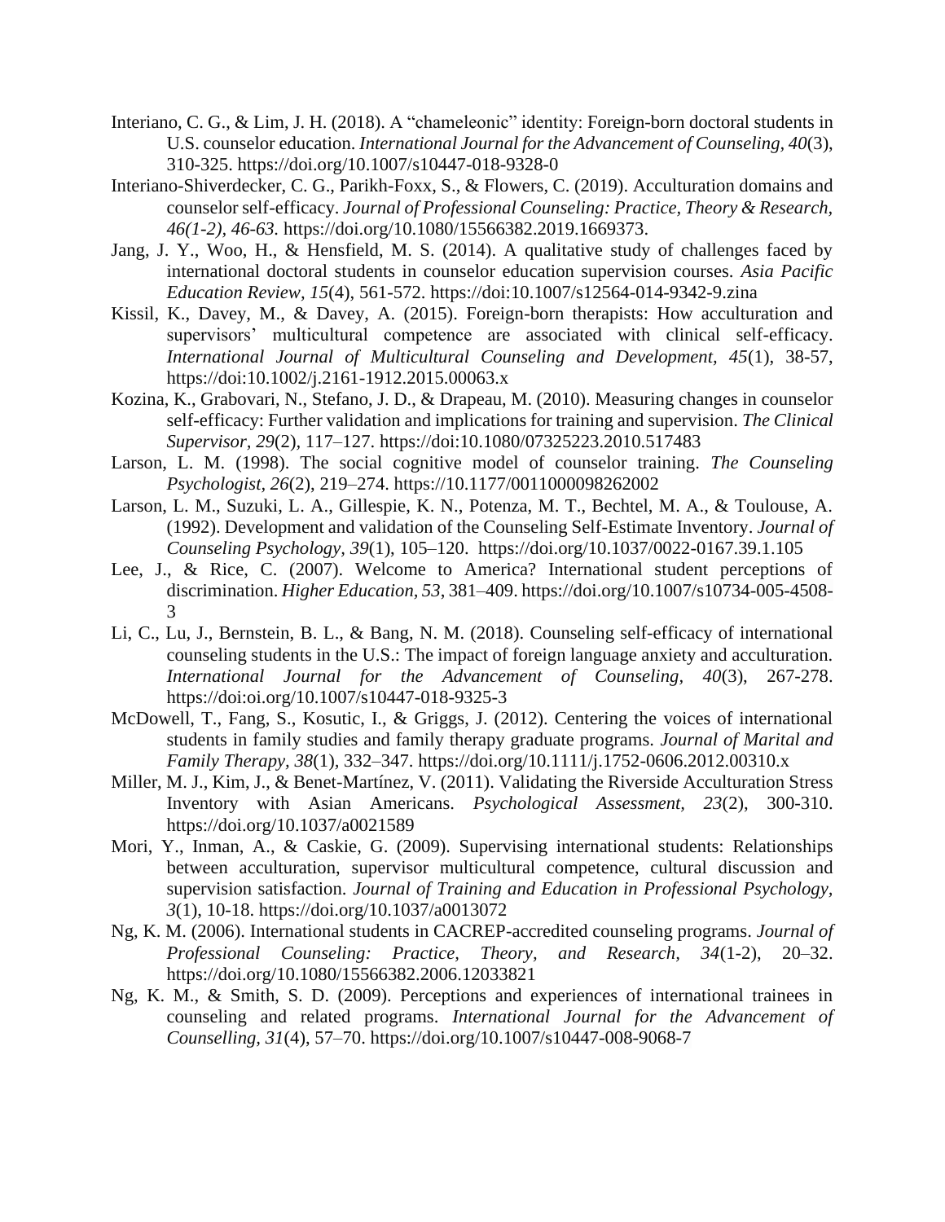Interiano, C. G., & Lim, J. H. (2018). A "chameleonic" identity: Foreign-born doctoral students in U.S. counselor education. *International Journal for the Advancement of Counseling, 40*(3), 310-325. https://doi.org/10.1007/s10447-018-9328-0

Interiano-Shiverdecker, C. G., Parikh-Foxx, S., & Flowers, C. (2019). Acculturation domains and counselor self-efficacy. *Journal of Professional Counseling: Practice, Theory & Research, 46(1-2), 46-63.* https://doi.org/10.1080/15566382.2019.1669373.

Jang, J. Y., Woo, H., & Hensfield, M. S. (2014). A qualitative study of challenges faced by international doctoral students in counselor education supervision courses. *Asia Pacific Education Review, 15*(4), 561-572. https://doi:10.1007/s12564-014-9342-9.zina

Kissil, K., Davey, M., & Davey, A. (2015). Foreign-born therapists: How acculturation and supervisors' multicultural competence are associated with clinical self-efficacy. *International Journal of Multicultural Counseling and Development, 45*(1), 38-57, https://doi:10.1002/j.2161-1912.2015.00063.x

Kozina, K., Grabovari, N., Stefano, J. D., & Drapeau, M. (2010). Measuring changes in counselor self-efficacy: Further validation and implications for training and supervision. *The Clinical Supervisor, 29*(2), 117–127. https://doi:10.1080/07325223.2010.517483

Larson, L. M. (1998). The social cognitive model of counselor training. *The Counseling Psychologist, 26*(2), 219–274. https://10.1177/0011000098262002

Larson, L. M., Suzuki, L. A., Gillespie, K. N., Potenza, M. T., Bechtel, M. A., & Toulouse, A. (1992). Development and validation of the Counseling Self-Estimate Inventory. *Journal of Counseling Psychology, 39*(1), 105–120. https://doi.org/10.1037/0022-0167.39.1.105

Lee, J., & Rice, C. (2007). Welcome to America? International student perceptions of discrimination. *Higher Education, 53*, 381–409. https://doi.org/10.1007/s10734-005-4508-3

Li, C., Lu, J., Bernstein, B. L., & Bang, N. M. (2018). Counseling self-efficacy of international counseling students in the U.S.: The impact of foreign language anxiety and acculturation. *International Journal for the Advancement of Counseling, 40*(3), 267-278. https://doi:oi.org/10.1007/s10447-018-9325-3

McDowell, T., Fang, S., Kosutic, I., & Griggs, J. (2012). Centering the voices of international students in family studies and family therapy graduate programs. *Journal of Marital and Family Therapy, 38*(1), 332–347. https://doi.org/10.1111/j.1752-0606.2012.00310.x

Miller, M. J., Kim, J., & Benet-Martínez, V. (2011). Validating the Riverside Acculturation Stress Inventory with Asian Americans. *Psychological Assessment, 23*(2), 300-310. https://doi.org/10.1037/a0021589

Mori, Y., Inman, A., & Caskie, G. (2009). Supervising international students: Relationships between acculturation, supervisor multicultural competence, cultural discussion and supervision satisfaction. *Journal of Training and Education in Professional Psychology, 3*(1), 10-18. https://doi.org/10.1037/a0013072

Ng, K. M. (2006). International students in CACREP-accredited counseling programs. *Journal of Professional Counseling: Practice, Theory, and Research, 34*(1-2), 20–32. https://doi.org/10.1080/15566382.2006.12033821

Ng, K. M., & Smith, S. D. (2009). Perceptions and experiences of international trainees in counseling and related programs. *International Journal for the Advancement of Counselling, 31*(4), 57–70. https://doi.org/10.1007/s10447-008-9068-7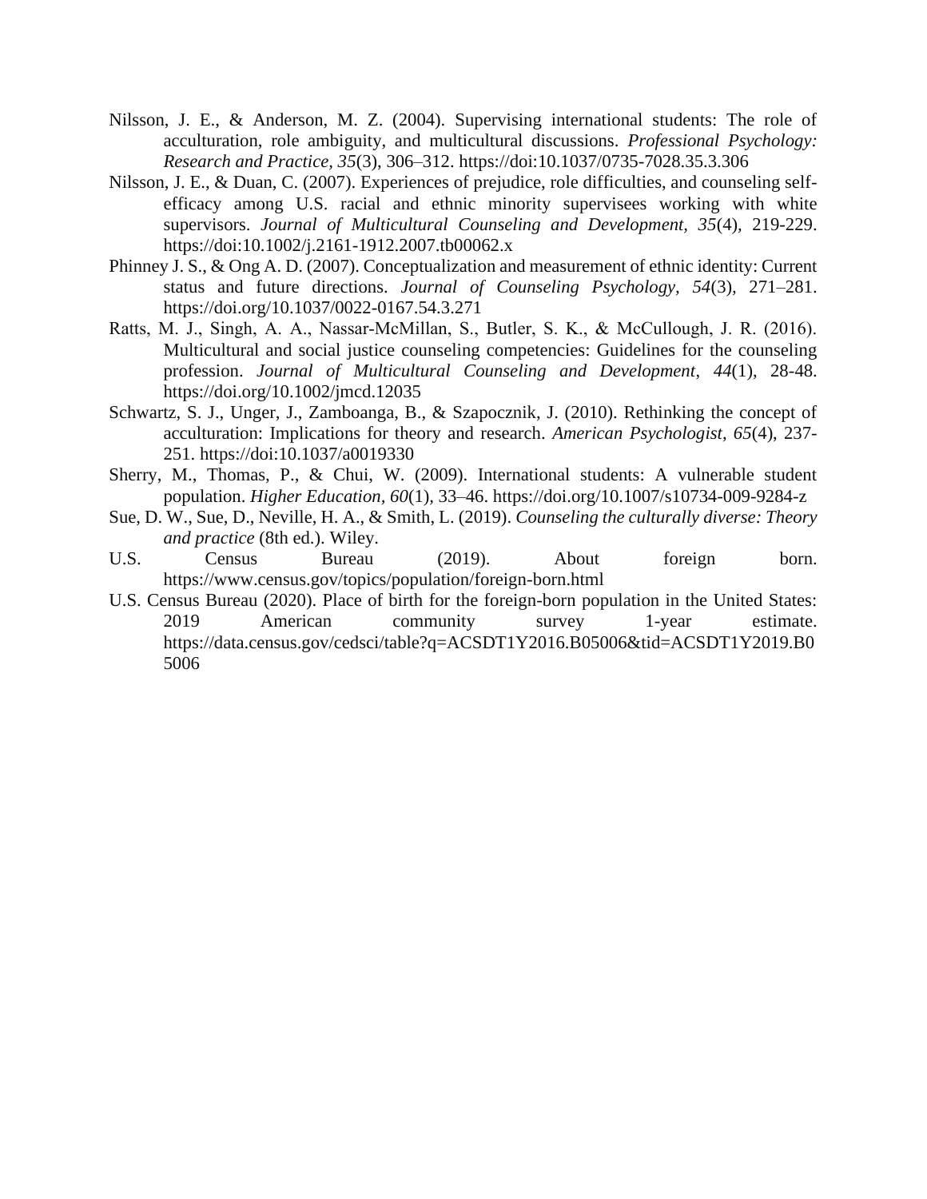Nilsson, J. E., & Anderson, M. Z. (2004). Supervising international students: The role of acculturation, role ambiguity, and multicultural discussions. *Professional Psychology: Research and Practice, 35*(3), 306–312. https://doi:10.1037/0735-7028.35.3.306

Nilsson, J. E., & Duan, C. (2007). Experiences of prejudice, role difficulties, and counseling self-efficacy among U.S. racial and ethnic minority supervisees working with white supervisors. *Journal of Multicultural Counseling and Development, 35*(4), 219-229. https://doi:10.1002/j.2161-1912.2007.tb00062.x

Phinney J. S., & Ong A. D. (2007). Conceptualization and measurement of ethnic identity: Current status and future directions. *Journal of Counseling Psychology, 54*(3), 271–281. https://doi.org/10.1037/0022-0167.54.3.271

Ratts, M. J., Singh, A. A., Nassar-McMillan, S., Butler, S. K., & McCullough, J. R. (2016). Multicultural and social justice counseling competencies: Guidelines for the counseling profession. *Journal of Multicultural Counseling and Development*, *44*(1), 28-48. https://doi.org/10.1002/jmcd.12035

Schwartz, S. J., Unger, J., Zamboanga, B., & Szapocznik, J. (2010). Rethinking the concept of acculturation: Implications for theory and research. *American Psychologist, 65*(4), 237-251. https://doi:10.1037/a0019330

Sherry, M., Thomas, P., & Chui, W. (2009). International students: A vulnerable student population. *Higher Education, 60*(1), 33–46. https://doi.org/10.1007/s10734-009-9284-z

Sue, D. W., Sue, D., Neville, H. A., & Smith, L. (2019). *Counseling the culturally diverse: Theory and practice* (8th ed.). Wiley.

U.S. Census Bureau (2019). About foreign born. https://www.census.gov/topics/population/foreign-born.html

U.S. Census Bureau (2020). Place of birth for the foreign-born population in the United States: 2019 American community survey 1-year estimate. https://data.census.gov/cedsci/table?q=ACSDT1Y2016.B05006&tid=ACSDT1Y2019.B05006